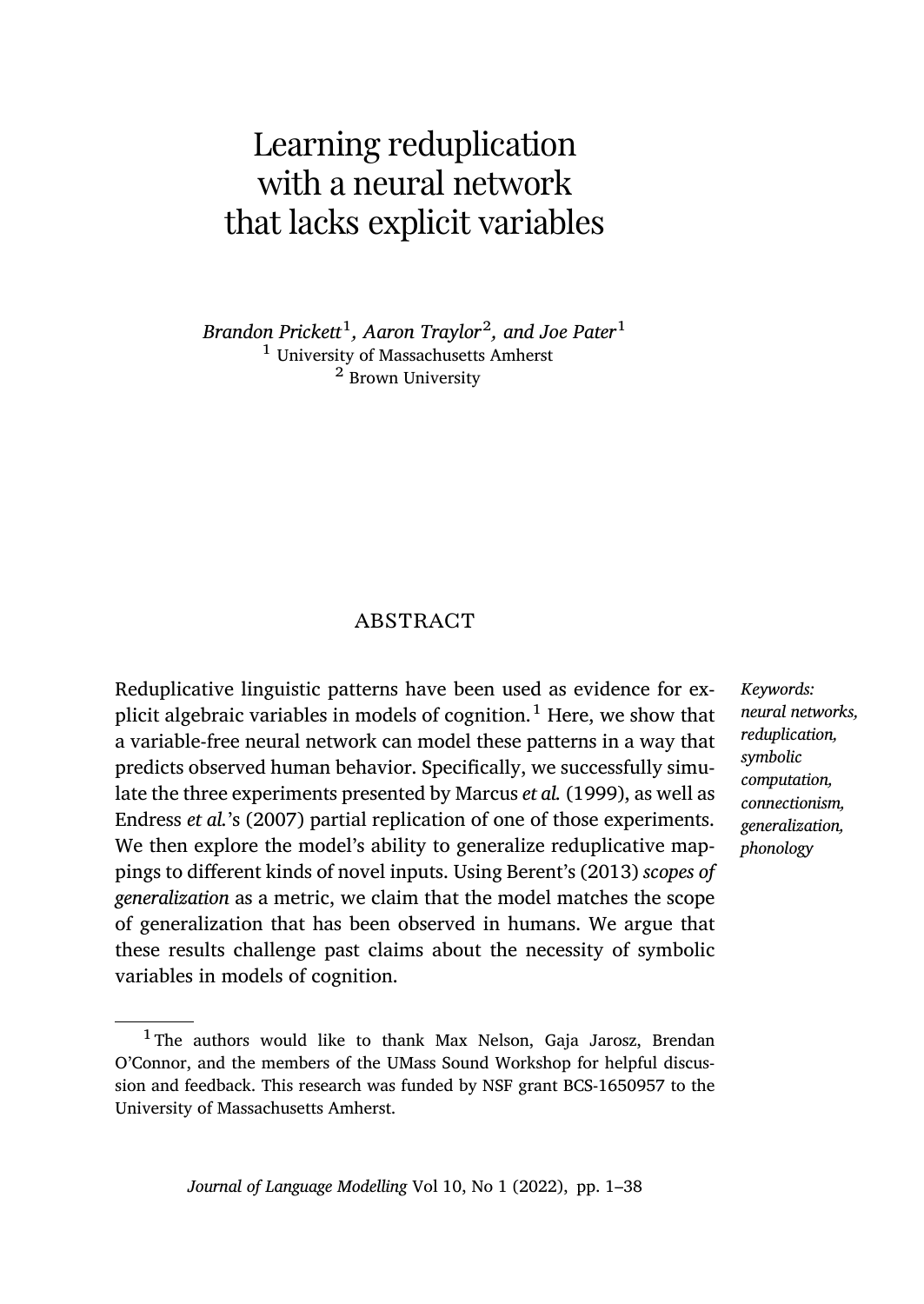# Learning reduplication with a neural network that lacks explicit variables

*Brandon Prickett*[1]*, Aaron Traylor*[2]*, and Joe Pater*[1]
[1] University of Massachusetts Amherst
[2] Brown University

## ABSTRACT

Reduplicative linguistic patterns have been used as evidence for explicit algebraic variables in models of cognition.[1] Here, we show that a variable-free neural network can model these patterns in a way that predicts observed human behavior. Specifically, we successfully simulate the three experiments presented by Marcus *et al.* (1999), as well as Endress *et al.*'s (2007) partial replication of one of those experiments. We then explore the model's ability to generalize reduplicative mappings to different kinds of novel inputs. Using Berent's (2013) *scopes of generalization* as a metric, we claim that the model matches the scope of generalization that has been observed in humans. We argue that these results challenge past claims about the necessity of symbolic variables in models of cognition.

*Keywords: neural networks, reduplication, symbolic computation, connectionism, generalization, phonology*

[1] The authors would like to thank Max Nelson, Gaja Jarosz, Brendan O'Connor, and the members of the UMass Sound Workshop for helpful discussion and feedback. This research was funded by NSF grant BCS-1650957 to the University of Massachusetts Amherst.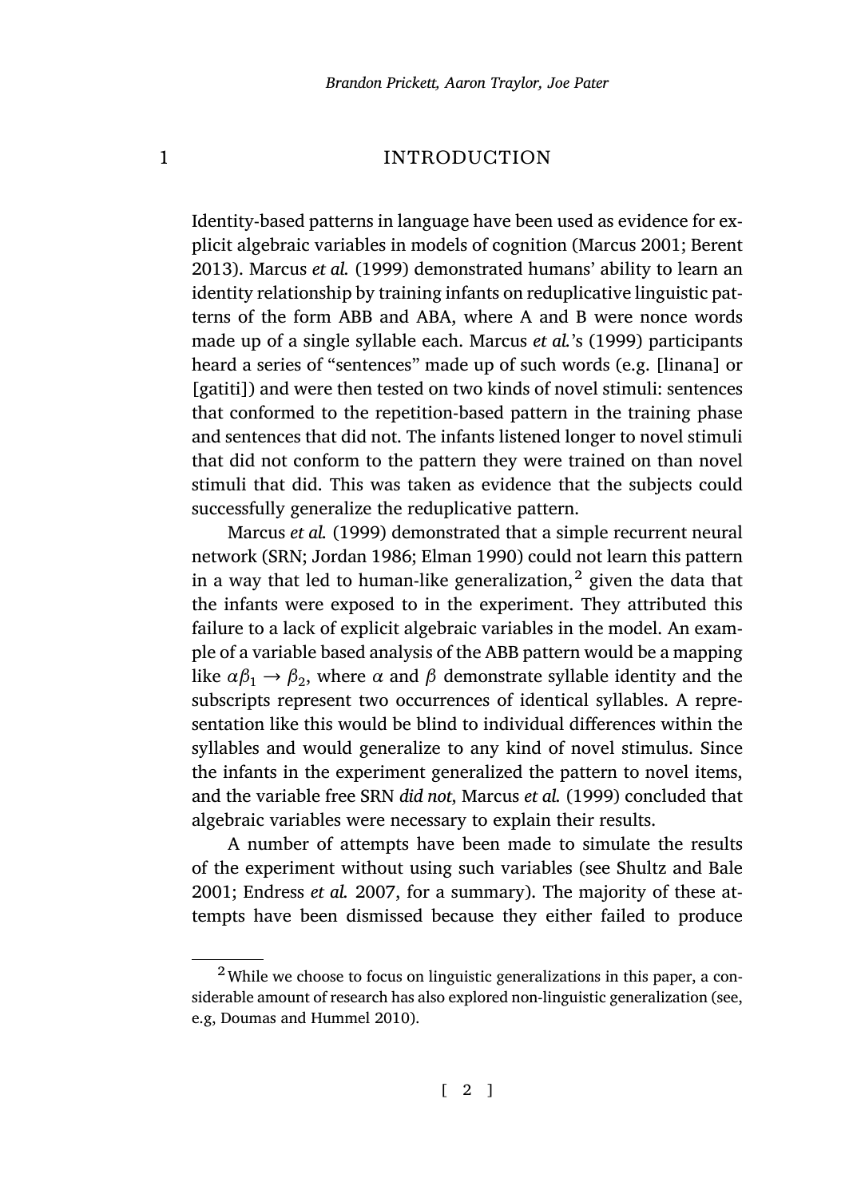# 1 INTRODUCTION

Identity-based patterns in language have been used as evidence for explicit algebraic variables in models of cognition (Marcus 2001; Berent 2013). Marcus *et al.* (1999) demonstrated humans' ability to learn an identity relationship by training infants on reduplicative linguistic patterns of the form ABB and ABA, where A and B were nonce words made up of a single syllable each. Marcus *et al.*'s (1999) participants heard a series of "sentences" made up of such words (e.g. [linana] or [gatiti]) and were then tested on two kinds of novel stimuli: sentences that conformed to the repetition-based pattern in the training phase and sentences that did not. The infants listened longer to novel stimuli that did not conform to the pattern they were trained on than novel stimuli that did. This was taken as evidence that the subjects could successfully generalize the reduplicative pattern.

Marcus *et al.* (1999) demonstrated that a simple recurrent neural network (SRN; Jordan 1986; Elman 1990) could not learn this pattern in a way that led to human-like generalization,[2] given the data that the infants were exposed to in the experiment. They attributed this failure to a lack of explicit algebraic variables in the model. An example of a variable based analysis of the ABB pattern would be a mapping like $\alpha\beta_1 \rightarrow \beta_2$, where $\alpha$ and $\beta$ demonstrate syllable identity and the subscripts represent two occurrences of identical syllables. A representation like this would be blind to individual differences within the syllables and would generalize to any kind of novel stimulus. Since the infants in the experiment generalized the pattern to novel items, and the variable free SRN *did not*, Marcus *et al.* (1999) concluded that algebraic variables were necessary to explain their results.

A number of attempts have been made to simulate the results of the experiment without using such variables (see Shultz and Bale 2001; Endress *et al.* 2007, for a summary). The majority of these attempts have been dismissed because they either failed to produce

[2] While we choose to focus on linguistic generalizations in this paper, a considerable amount of research has also explored non-linguistic generalization (see, e.g, Doumas and Hummel 2010).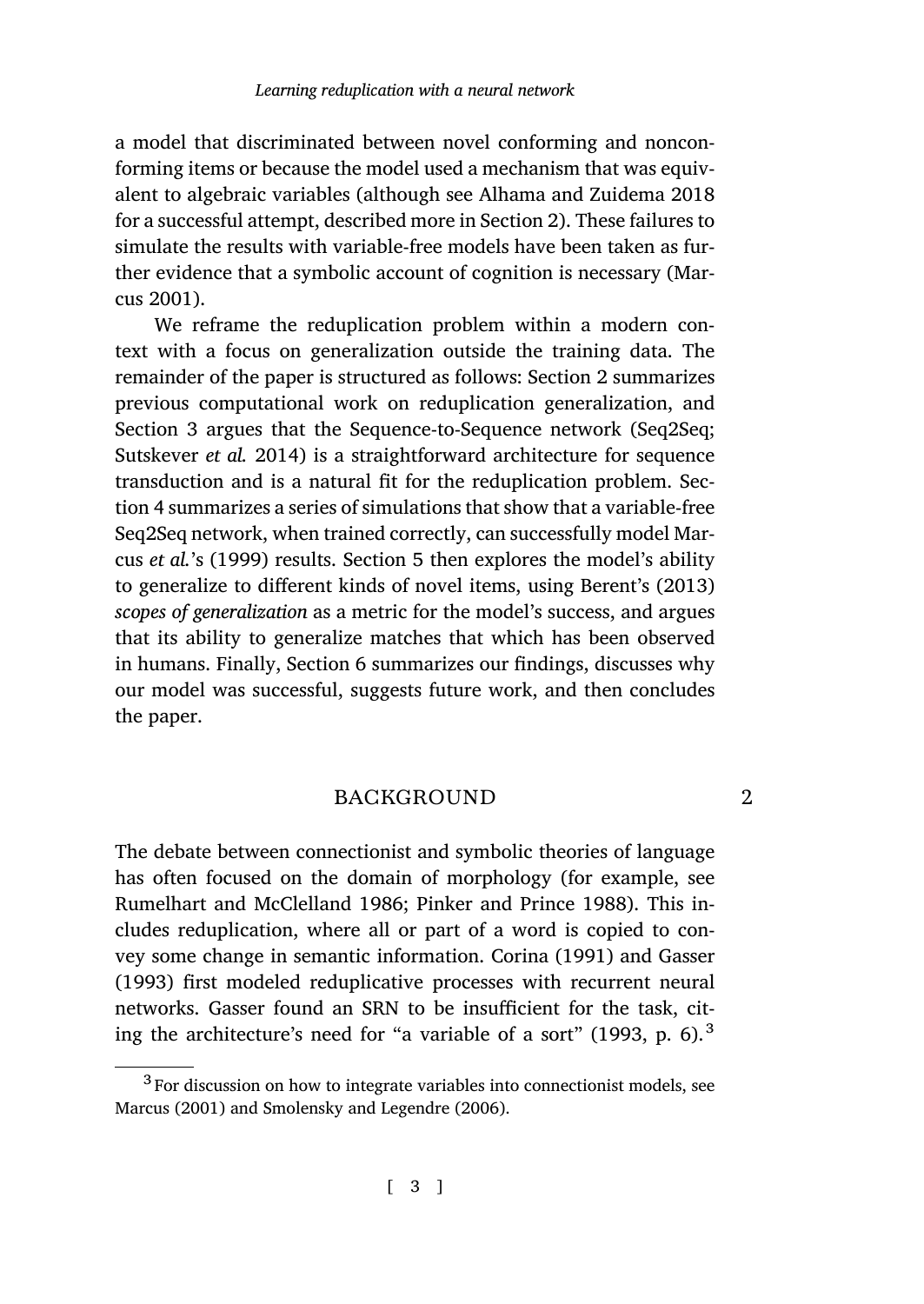a model that discriminated between novel conforming and nonconforming items or because the model used a mechanism that was equivalent to algebraic variables (although see Alhama and Zuidema 2018 for a successful attempt, described more in Section 2). These failures to simulate the results with variable-free models have been taken as further evidence that a symbolic account of cognition is necessary (Marcus 2001).

We reframe the reduplication problem within a modern context with a focus on generalization outside the training data. The remainder of the paper is structured as follows: Section 2 summarizes previous computational work on reduplication generalization, and Section 3 argues that the Sequence-to-Sequence network (Seq2Seq; Sutskever *et al.* 2014) is a straightforward architecture for sequence transduction and is a natural fit for the reduplication problem. Section 4 summarizes a series of simulations that show that a variable-free Seq2Seq network, when trained correctly, can successfully model Marcus *et al.*'s (1999) results. Section 5 then explores the model's ability to generalize to different kinds of novel items, using Berent's (2013) *scopes of generalization* as a metric for the model's success, and argues that its ability to generalize matches that which has been observed in humans. Finally, Section 6 summarizes our findings, discusses why our model was successful, suggests future work, and then concludes the paper.

## 2 BACKGROUND

The debate between connectionist and symbolic theories of language has often focused on the domain of morphology (for example, see Rumelhart and McClelland 1986; Pinker and Prince 1988). This includes reduplication, where all or part of a word is copied to convey some change in semantic information. Corina (1991) and Gasser (1993) first modeled reduplicative processes with recurrent neural networks. Gasser found an SRN to be insufficient for the task, citing the architecture's need for "a variable of a sort" (1993, p. 6).[3]

[3] For discussion on how to integrate variables into connectionist models, see Marcus (2001) and Smolensky and Legendre (2006).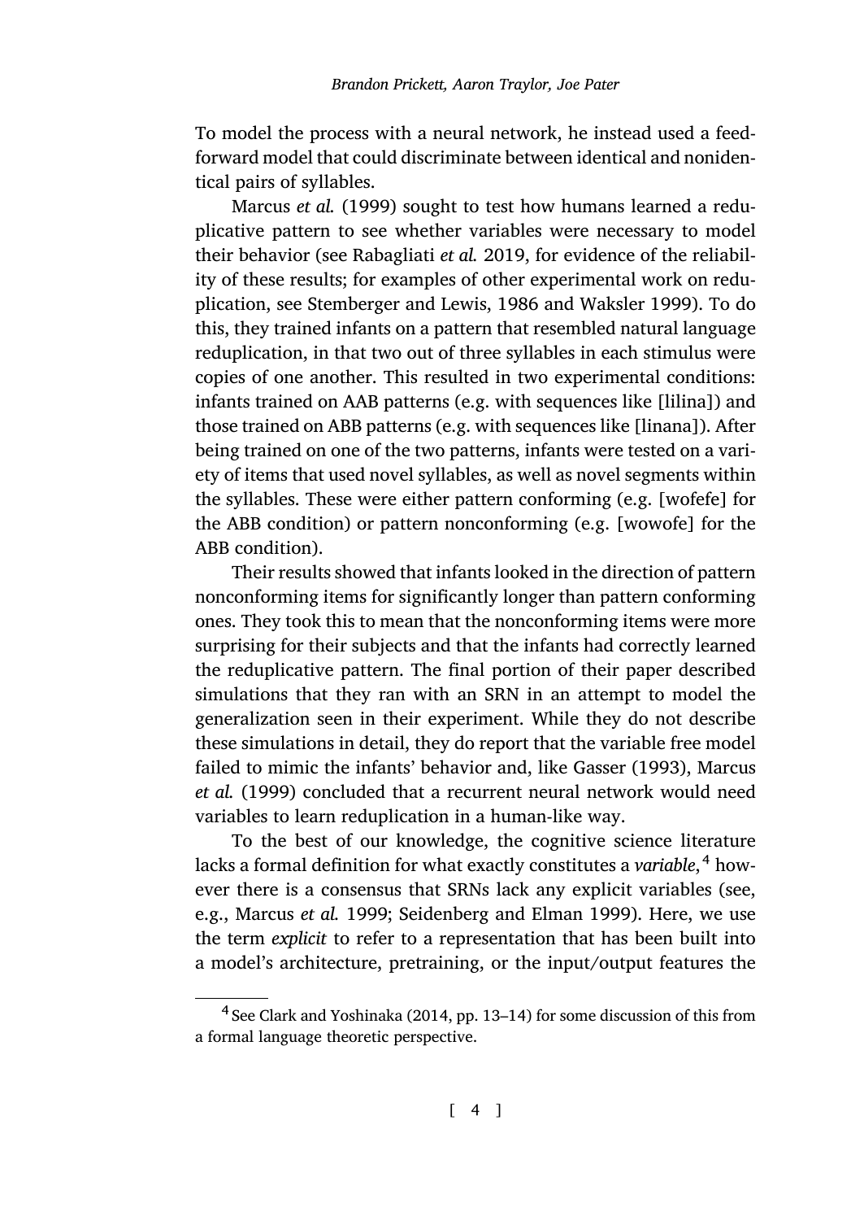To model the process with a neural network, he instead used a feed-forward model that could discriminate between identical and nonidentical pairs of syllables.

Marcus *et al.* (1999) sought to test how humans learned a reduplicative pattern to see whether variables were necessary to model their behavior (see Rabagliati *et al.* 2019, for evidence of the reliability of these results; for examples of other experimental work on reduplication, see Stemberger and Lewis, 1986 and Waksler 1999). To do this, they trained infants on a pattern that resembled natural language reduplication, in that two out of three syllables in each stimulus were copies of one another. This resulted in two experimental conditions: infants trained on AAB patterns (e.g. with sequences like [lilina]) and those trained on ABB patterns (e.g. with sequences like [linana]). After being trained on one of the two patterns, infants were tested on a variety of items that used novel syllables, as well as novel segments within the syllables. These were either pattern conforming (e.g. [wofefe] for the ABB condition) or pattern nonconforming (e.g. [wowofe] for the ABB condition).

Their results showed that infants looked in the direction of pattern nonconforming items for significantly longer than pattern conforming ones. They took this to mean that the nonconforming items were more surprising for their subjects and that the infants had correctly learned the reduplicative pattern. The final portion of their paper described simulations that they ran with an SRN in an attempt to model the generalization seen in their experiment. While they do not describe these simulations in detail, they do report that the variable free model failed to mimic the infants' behavior and, like Gasser (1993), Marcus *et al.* (1999) concluded that a recurrent neural network would need variables to learn reduplication in a human-like way.

To the best of our knowledge, the cognitive science literature lacks a formal definition for what exactly constitutes a *variable*,[4] however there is a consensus that SRNs lack any explicit variables (see, e.g., Marcus *et al.* 1999; Seidenberg and Elman 1999). Here, we use the term *explicit* to refer to a representation that has been built into a model's architecture, pretraining, or the input/output features the

[4] See Clark and Yoshinaka (2014, pp. 13–14) for some discussion of this from a formal language theoretic perspective.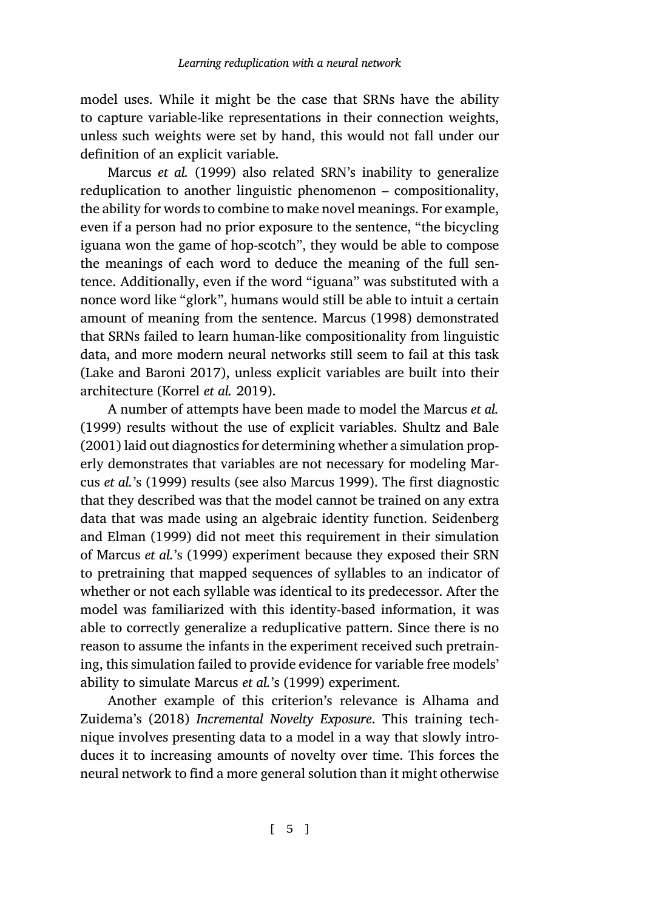model uses. While it might be the case that SRNs have the ability to capture variable-like representations in their connection weights, unless such weights were set by hand, this would not fall under our definition of an explicit variable.

Marcus *et al.* (1999) also related SRN's inability to generalize reduplication to another linguistic phenomenon – compositionality, the ability for words to combine to make novel meanings. For example, even if a person had no prior exposure to the sentence, "the bicycling iguana won the game of hop-scotch", they would be able to compose the meanings of each word to deduce the meaning of the full sentence. Additionally, even if the word "iguana" was substituted with a nonce word like "glork", humans would still be able to intuit a certain amount of meaning from the sentence. Marcus (1998) demonstrated that SRNs failed to learn human-like compositionality from linguistic data, and more modern neural networks still seem to fail at this task (Lake and Baroni 2017), unless explicit variables are built into their architecture (Korrel *et al.* 2019).

A number of attempts have been made to model the Marcus *et al.* (1999) results without the use of explicit variables. Shultz and Bale (2001) laid out diagnostics for determining whether a simulation properly demonstrates that variables are not necessary for modeling Marcus *et al.*'s (1999) results (see also Marcus 1999). The first diagnostic that they described was that the model cannot be trained on any extra data that was made using an algebraic identity function. Seidenberg and Elman (1999) did not meet this requirement in their simulation of Marcus *et al.*'s (1999) experiment because they exposed their SRN to pretraining that mapped sequences of syllables to an indicator of whether or not each syllable was identical to its predecessor. After the model was familiarized with this identity-based information, it was able to correctly generalize a reduplicative pattern. Since there is no reason to assume the infants in the experiment received such pretraining, this simulation failed to provide evidence for variable free models' ability to simulate Marcus *et al.*'s (1999) experiment.

Another example of this criterion's relevance is Alhama and Zuidema's (2018) *Incremental Novelty Exposure*. This training technique involves presenting data to a model in a way that slowly introduces it to increasing amounts of novelty over time. This forces the neural network to find a more general solution than it might otherwise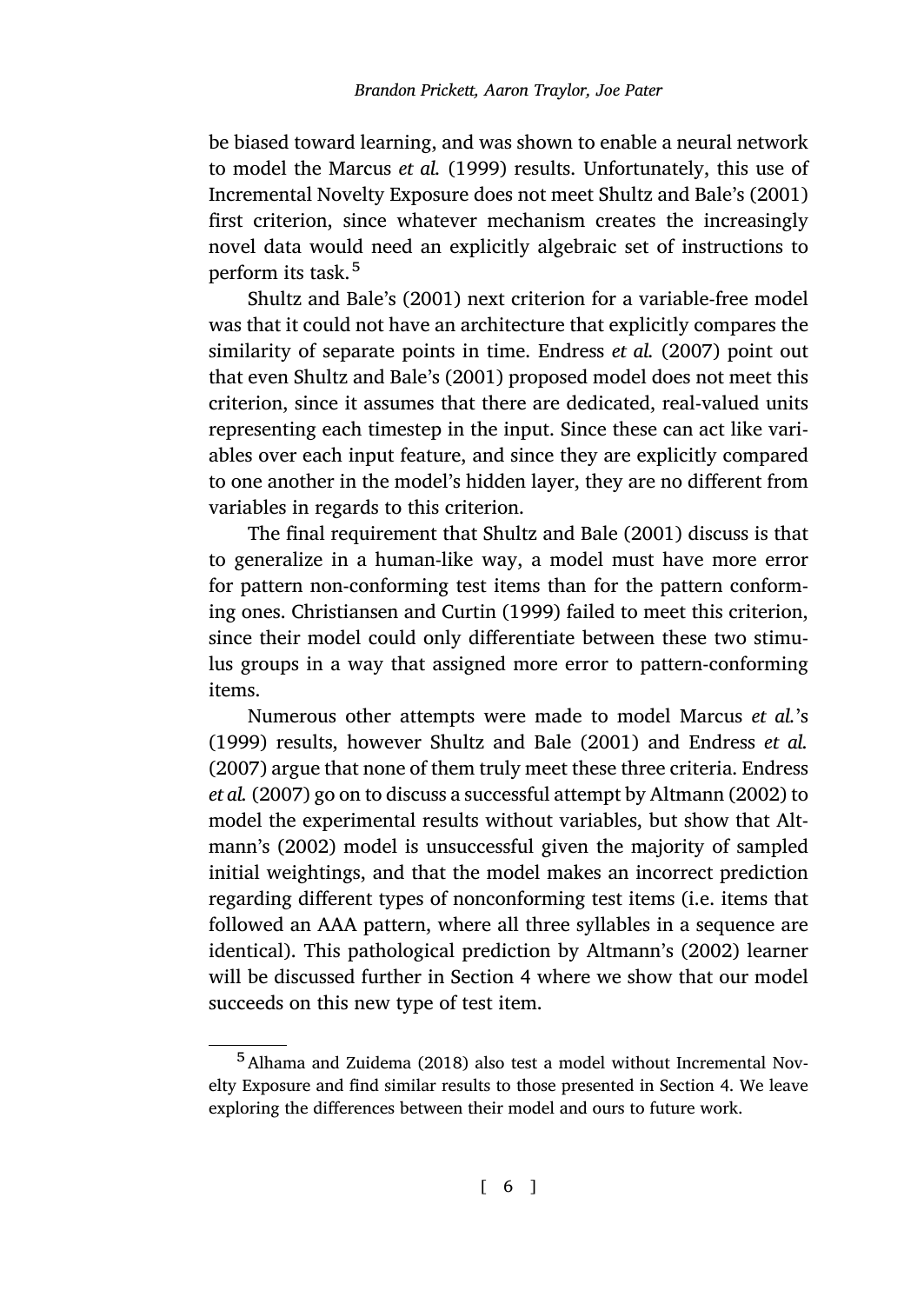be biased toward learning, and was shown to enable a neural network to model the Marcus *et al.* (1999) results. Unfortunately, this use of Incremental Novelty Exposure does not meet Shultz and Bale's (2001) first criterion, since whatever mechanism creates the increasingly novel data would need an explicitly algebraic set of instructions to perform its task.[5]

Shultz and Bale's (2001) next criterion for a variable-free model was that it could not have an architecture that explicitly compares the similarity of separate points in time. Endress *et al.* (2007) point out that even Shultz and Bale's (2001) proposed model does not meet this criterion, since it assumes that there are dedicated, real-valued units representing each timestep in the input. Since these can act like variables over each input feature, and since they are explicitly compared to one another in the model's hidden layer, they are no different from variables in regards to this criterion.

The final requirement that Shultz and Bale (2001) discuss is that to generalize in a human-like way, a model must have more error for pattern non-conforming test items than for the pattern conforming ones. Christiansen and Curtin (1999) failed to meet this criterion, since their model could only differentiate between these two stimulus groups in a way that assigned more error to pattern-conforming items.

Numerous other attempts were made to model Marcus *et al.*'s (1999) results, however Shultz and Bale (2001) and Endress *et al.* (2007) argue that none of them truly meet these three criteria. Endress *et al.* (2007) go on to discuss a successful attempt by Altmann (2002) to model the experimental results without variables, but show that Altmann's (2002) model is unsuccessful given the majority of sampled initial weightings, and that the model makes an incorrect prediction regarding different types of nonconforming test items (i.e. items that followed an AAA pattern, where all three syllables in a sequence are identical). This pathological prediction by Altmann's (2002) learner will be discussed further in Section 4 where we show that our model succeeds on this new type of test item.

[5] Alhama and Zuidema (2018) also test a model without Incremental Novelty Exposure and find similar results to those presented in Section 4. We leave exploring the differences between their model and ours to future work.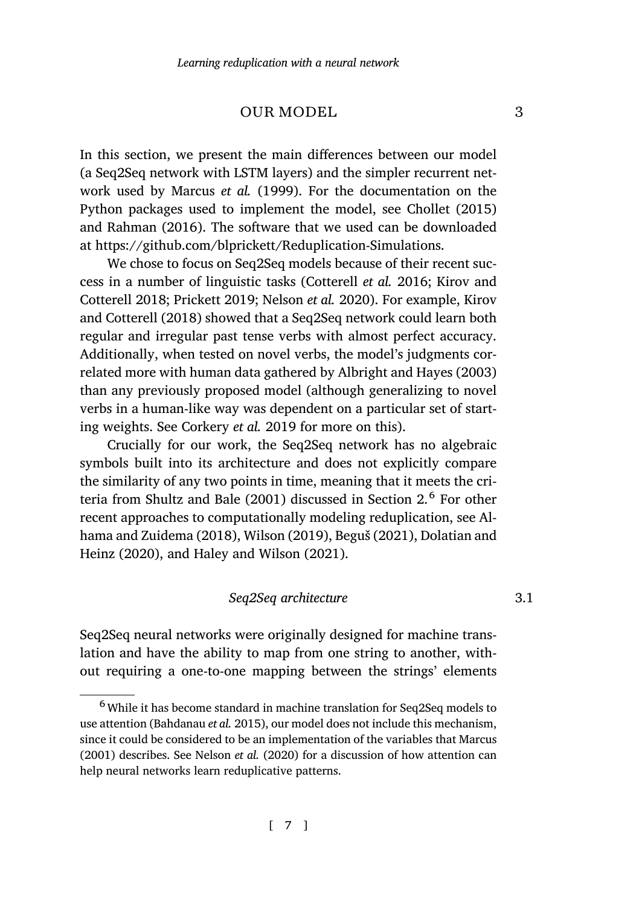## 3 OUR MODEL

In this section, we present the main differences between our model (a Seq2Seq network with LSTM layers) and the simpler recurrent network used by Marcus *et al.* (1999). For the documentation on the Python packages used to implement the model, see Chollet (2015) and Rahman (2016). The software that we used can be downloaded at https://github.com/blprickett/Reduplication-Simulations.

We chose to focus on Seq2Seq models because of their recent success in a number of linguistic tasks (Cotterell *et al.* 2016; Kirov and Cotterell 2018; Prickett 2019; Nelson *et al.* 2020). For example, Kirov and Cotterell (2018) showed that a Seq2Seq network could learn both regular and irregular past tense verbs with almost perfect accuracy. Additionally, when tested on novel verbs, the model's judgments correlated more with human data gathered by Albright and Hayes (2003) than any previously proposed model (although generalizing to novel verbs in a human-like way was dependent on a particular set of starting weights. See Corkery *et al.* 2019 for more on this).

Crucially for our work, the Seq2Seq network has no algebraic symbols built into its architecture and does not explicitly compare the similarity of any two points in time, meaning that it meets the criteria from Shultz and Bale (2001) discussed in Section 2.[6] For other recent approaches to computationally modeling reduplication, see Alhama and Zuidema (2018), Wilson (2019), Beguš (2021), Dolatian and Heinz (2020), and Haley and Wilson (2021).

### 3.1 *Seq2Seq architecture*

Seq2Seq neural networks were originally designed for machine translation and have the ability to map from one string to another, without requiring a one-to-one mapping between the strings' elements

[6] While it has become standard in machine translation for Seq2Seq models to use attention (Bahdanau *et al.* 2015), our model does not include this mechanism, since it could be considered to be an implementation of the variables that Marcus (2001) describes. See Nelson *et al.* (2020) for a discussion of how attention can help neural networks learn reduplicative patterns.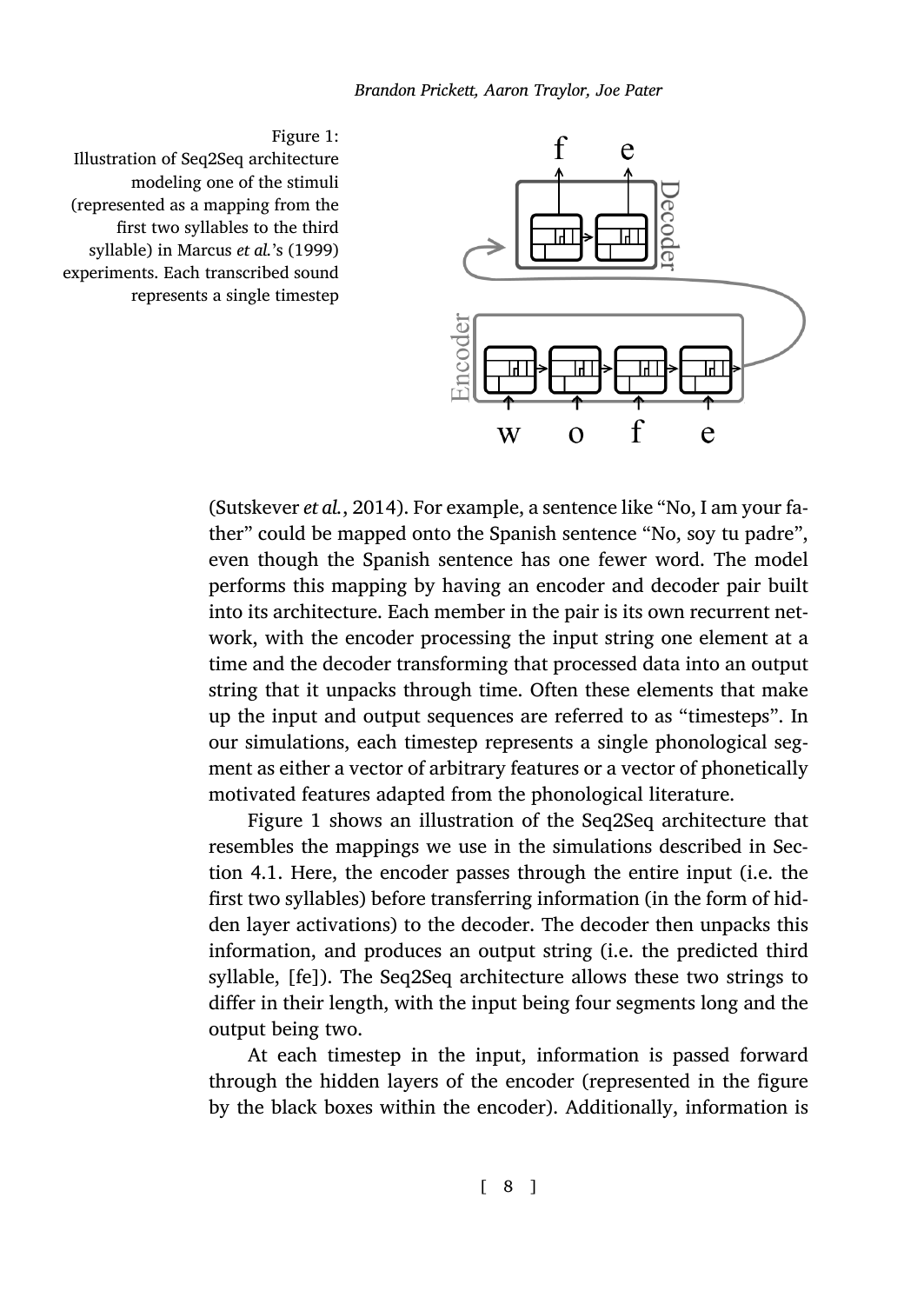Figure 1:
Illustration of Seq2Seq architecture modeling one of the stimuli (represented as a mapping from the first two syllables to the third syllable) in Marcus *et al.*'s (1999) experiments. Each transcribed sound represents a single timestep

(Sutskever *et al.*, 2014). For example, a sentence like "No, I am your father" could be mapped onto the Spanish sentence "No, soy tu padre", even though the Spanish sentence has one fewer word. The model performs this mapping by having an encoder and decoder pair built into its architecture. Each member in the pair is its own recurrent network, with the encoder processing the input string one element at a time and the decoder transforming that processed data into an output string that it unpacks through time. Often these elements that make up the input and output sequences are referred to as "timesteps". In our simulations, each timestep represents a single phonological segment as either a vector of arbitrary features or a vector of phonetically motivated features adapted from the phonological literature.

Figure 1 shows an illustration of the Seq2Seq architecture that resembles the mappings we use in the simulations described in Section 4.1. Here, the encoder passes through the entire input (i.e. the first two syllables) before transferring information (in the form of hidden layer activations) to the decoder. The decoder then unpacks this information, and produces an output string (i.e. the predicted third syllable, [fe]). The Seq2Seq architecture allows these two strings to differ in their length, with the input being four segments long and the output being two.

At each timestep in the input, information is passed forward through the hidden layers of the encoder (represented in the figure by the black boxes within the encoder). Additionally, information is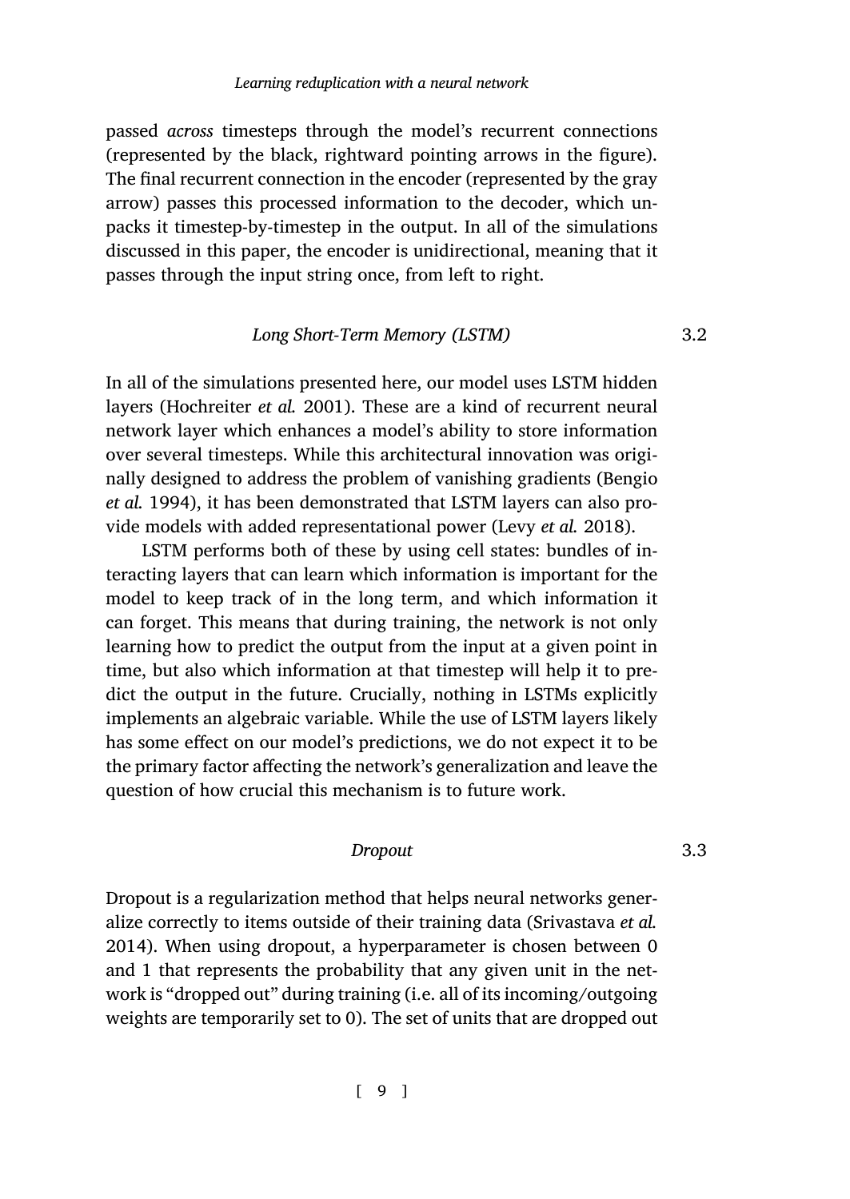passed *across* timesteps through the model's recurrent connections (represented by the black, rightward pointing arrows in the figure). The final recurrent connection in the encoder (represented by the gray arrow) passes this processed information to the decoder, which unpacks it timestep-by-timestep in the output. In all of the simulations discussed in this paper, the encoder is unidirectional, meaning that it passes through the input string once, from left to right.

### 3.2 *Long Short-Term Memory (LSTM)*

In all of the simulations presented here, our model uses LSTM hidden layers (Hochreiter *et al.* 2001). These are a kind of recurrent neural network layer which enhances a model's ability to store information over several timesteps. While this architectural innovation was originally designed to address the problem of vanishing gradients (Bengio *et al.* 1994), it has been demonstrated that LSTM layers can also provide models with added representational power (Levy *et al.* 2018).

LSTM performs both of these by using cell states: bundles of interacting layers that can learn which information is important for the model to keep track of in the long term, and which information it can forget. This means that during training, the network is not only learning how to predict the output from the input at a given point in time, but also which information at that timestep will help it to predict the output in the future. Crucially, nothing in LSTMs explicitly implements an algebraic variable. While the use of LSTM layers likely has some effect on our model's predictions, we do not expect it to be the primary factor affecting the network's generalization and leave the question of how crucial this mechanism is to future work.

### 3.3 *Dropout*

Dropout is a regularization method that helps neural networks generalize correctly to items outside of their training data (Srivastava *et al.* 2014). When using dropout, a hyperparameter is chosen between 0 and 1 that represents the probability that any given unit in the network is "dropped out" during training (i.e. all of its incoming/outgoing weights are temporarily set to 0). The set of units that are dropped out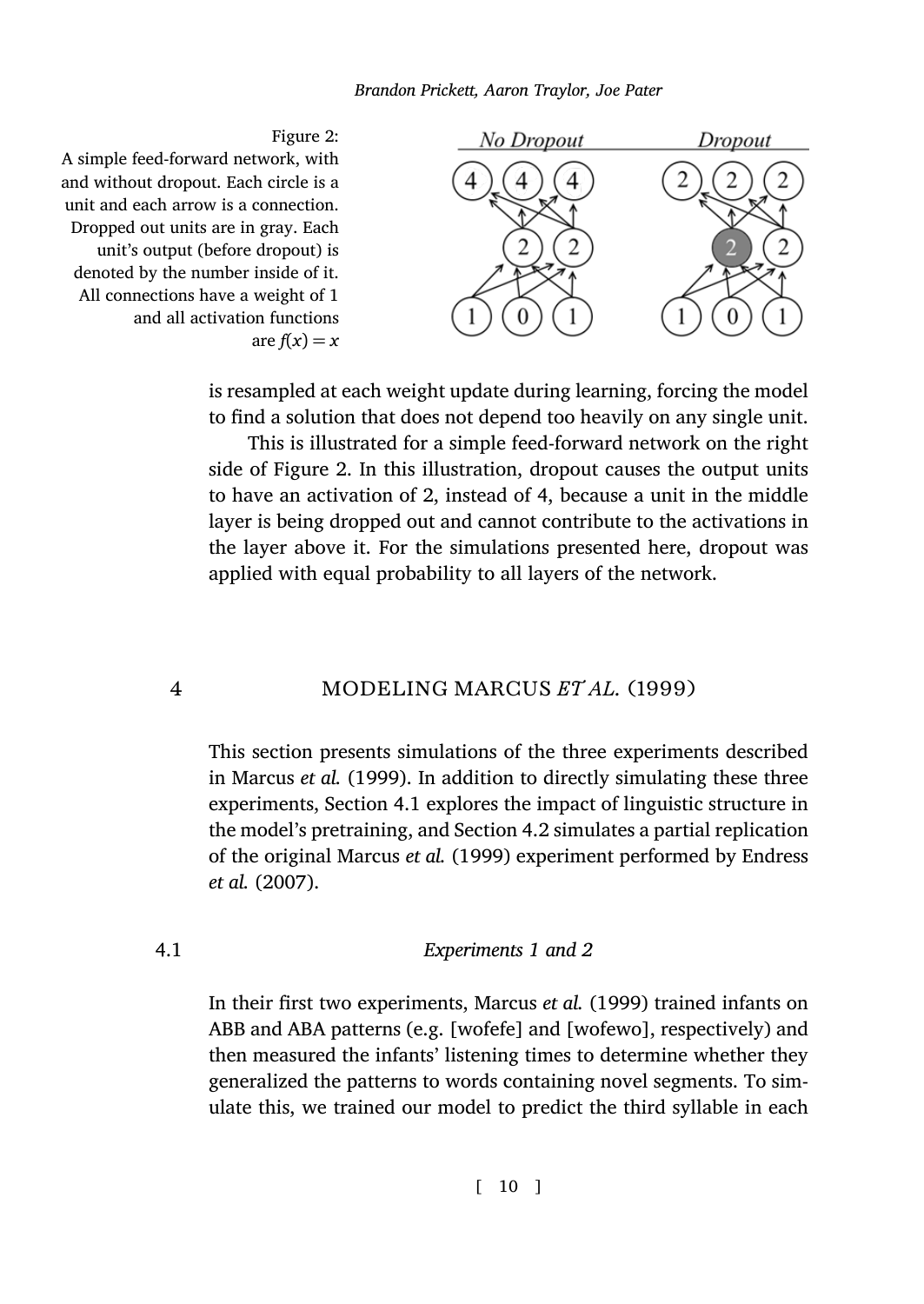Figure 2: A simple feed-forward network, with and without dropout. Each circle is a unit and each arrow is a connection. Dropped out units are in gray. Each unit's output (before dropout) is denoted by the number inside of it. All connections have a weight of 1 and all activation functions are $f(x) = x$

is resampled at each weight update during learning, forcing the model to find a solution that does not depend too heavily on any single unit.

This is illustrated for a simple feed-forward network on the right side of Figure 2. In this illustration, dropout causes the output units to have an activation of 2, instead of 4, because a unit in the middle layer is being dropped out and cannot contribute to the activations in the layer above it. For the simulations presented here, dropout was applied with equal probability to all layers of the network.

# 4 MODELING MARCUS *ET AL.* (1999)

This section presents simulations of the three experiments described in Marcus *et al.* (1999). In addition to directly simulating these three experiments, Section 4.1 explores the impact of linguistic structure in the model's pretraining, and Section 4.2 simulates a partial replication of the original Marcus *et al.* (1999) experiment performed by Endress *et al.* (2007).

## 4.1 *Experiments 1 and 2*

In their first two experiments, Marcus *et al.* (1999) trained infants on ABB and ABA patterns (e.g. [wofefe] and [wofewo], respectively) and then measured the infants' listening times to determine whether they generalized the patterns to words containing novel segments. To simulate this, we trained our model to predict the third syllable in each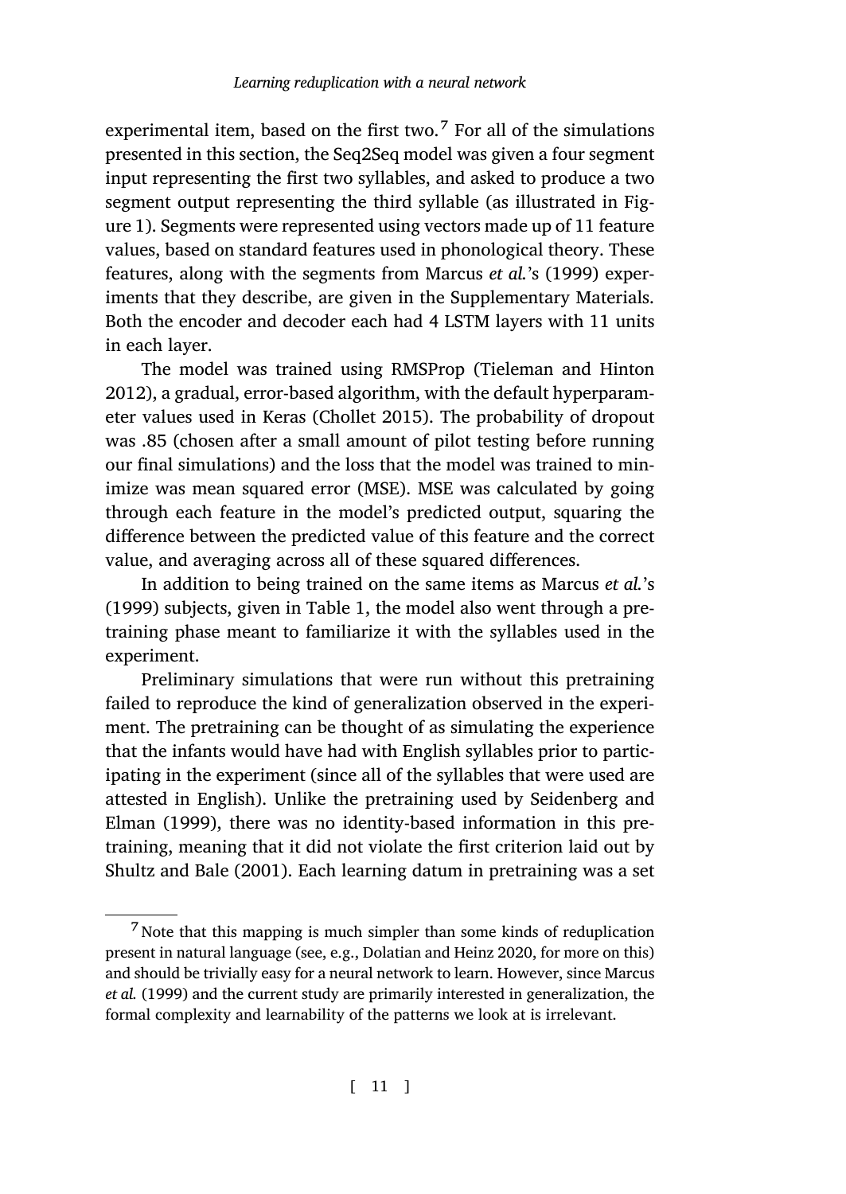experimental item, based on the first two.[7] For all of the simulations presented in this section, the Seq2Seq model was given a four segment input representing the first two syllables, and asked to produce a two segment output representing the third syllable (as illustrated in Figure 1). Segments were represented using vectors made up of 11 feature values, based on standard features used in phonological theory. These features, along with the segments from Marcus *et al.*'s (1999) experiments that they describe, are given in the Supplementary Materials. Both the encoder and decoder each had 4 LSTM layers with 11 units in each layer.

The model was trained using RMSProp (Tieleman and Hinton 2012), a gradual, error-based algorithm, with the default hyperparameter values used in Keras (Chollet 2015). The probability of dropout was .85 (chosen after a small amount of pilot testing before running our final simulations) and the loss that the model was trained to minimize was mean squared error (MSE). MSE was calculated by going through each feature in the model's predicted output, squaring the difference between the predicted value of this feature and the correct value, and averaging across all of these squared differences.

In addition to being trained on the same items as Marcus *et al.*'s (1999) subjects, given in Table 1, the model also went through a pretraining phase meant to familiarize it with the syllables used in the experiment.

Preliminary simulations that were run without this pretraining failed to reproduce the kind of generalization observed in the experiment. The pretraining can be thought of as simulating the experience that the infants would have had with English syllables prior to participating in the experiment (since all of the syllables that were used are attested in English). Unlike the pretraining used by Seidenberg and Elman (1999), there was no identity-based information in this pretraining, meaning that it did not violate the first criterion laid out by Shultz and Bale (2001). Each learning datum in pretraining was a set

[7] Note that this mapping is much simpler than some kinds of reduplication present in natural language (see, e.g., Dolatian and Heinz 2020, for more on this) and should be trivially easy for a neural network to learn. However, since Marcus *et al.* (1999) and the current study are primarily interested in generalization, the formal complexity and learnability of the patterns we look at is irrelevant.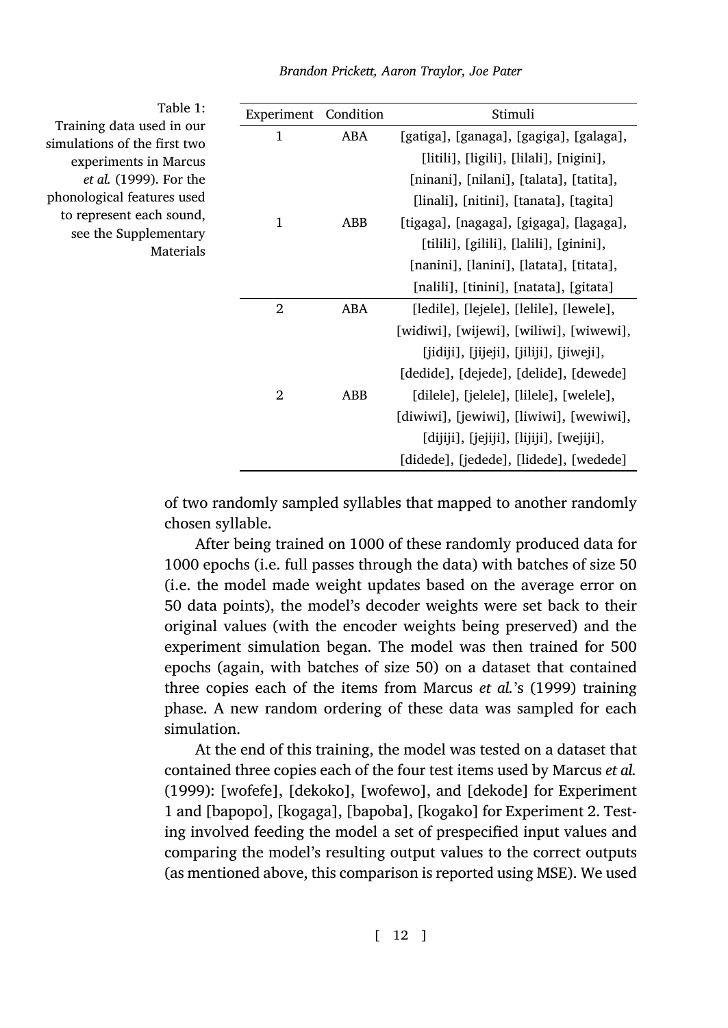Table 1: Training data used in our simulations of the first two experiments in Marcus *et al.* (1999). For the phonological features used to represent each sound, see the Supplementary Materials

| Experiment | Condition | Stimuli |
|---|---|---|
| 1 | ABA | [gatiga], [ganaga], [gagiga], [galaga], [litili], [ligili], [lilali], [nigini], [ninani], [nilani], [talata], [tatita], [linali], [nitini], [tanata], [tagita] |
| 1 | ABB | [tigaga], [nagaga], [gigaga], [lagaga], [tilili], [gilili], [lalili], [ginini], [nanini], [lanini], [latata], [titata], [nalili], [tinini], [natata], [gitata] |
| 2 | ABA | [ledile], [lejele], [lelile], [lewele], [widiwi], [wijewi], [wiliwi], [wiwewi], [jidiji], [jijeji], [jiliji], [jiweji], [dedide], [dejede], [delide], [dewede] |
| 2 | ABB | [dilele], [jelele], [lilele], [welele], [diwiwi], [jewiwi], [liwiwi], [wewiwi], [dijiji], [jejiji], [lijiji], [wejiji], [didede], [jedede], [lidede], [wedede] |

of two randomly sampled syllables that mapped to another randomly chosen syllable.

After being trained on 1000 of these randomly produced data for 1000 epochs (i.e. full passes through the data) with batches of size 50 (i.e. the model made weight updates based on the average error on 50 data points), the model's decoder weights were set back to their original values (with the encoder weights being preserved) and the experiment simulation began. The model was then trained for 500 epochs (again, with batches of size 50) on a dataset that contained three copies each of the items from Marcus *et al.*'s (1999) training phase. A new random ordering of these data was sampled for each simulation.

At the end of this training, the model was tested on a dataset that contained three copies each of the four test items used by Marcus *et al.* (1999): [wofefe], [dekoko], [wofewo], and [dekode] for Experiment 1 and [bapopo], [kogaga], [bapoba], [kogako] for Experiment 2. Testing involved feeding the model a set of prespecified input values and comparing the model's resulting output values to the correct outputs (as mentioned above, this comparison is reported using MSE). We used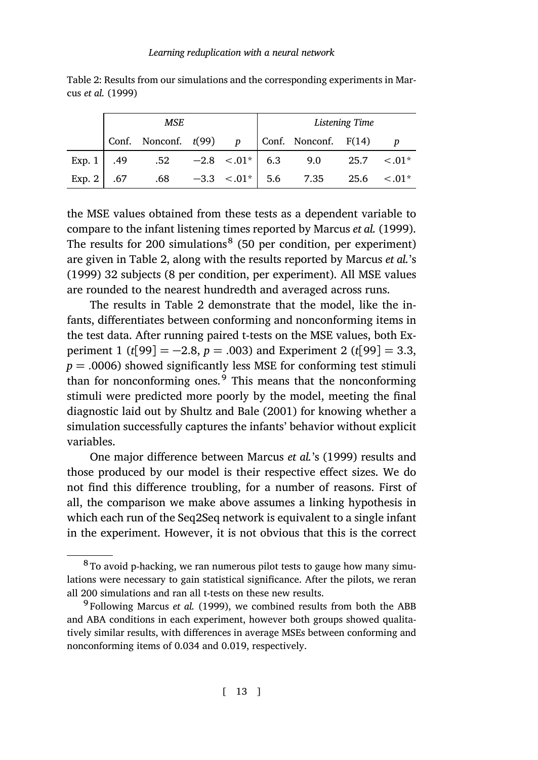Table 2: Results from our simulations and the corresponding experiments in Marcus *et al.* (1999)

| | *MSE* | | | | *Listening Time* | | | |
|---|---|---|---|---|---|---|---|---|
| | Conf. | Nonconf. | $t(99)$ | $p$ | Conf. | Nonconf. | F(14) | $p$ |
| Exp. 1 | .49 | .52 | −2.8 | <.01* | 6.3 | 9.0 | 25.7 | <.01* |
| Exp. 2 | .67 | .68 | −3.3 | <.01* | 5.6 | 7.35 | 25.6 | <.01* |

the MSE values obtained from these tests as a dependent variable to compare to the infant listening times reported by Marcus *et al.* (1999). The results for 200 simulations[8] (50 per condition, per experiment) are given in Table 2, along with the results reported by Marcus *et al.*'s (1999) 32 subjects (8 per condition, per experiment). All MSE values are rounded to the nearest hundredth and averaged across runs.

The results in Table 2 demonstrate that the model, like the infants, differentiates between conforming and nonconforming items in the test data. After running paired t-tests on the MSE values, both Experiment 1 ($t[99] = -2.8$, $p = .003$) and Experiment 2 ($t[99] = 3.3$, $p = .0006$) showed significantly less MSE for conforming test stimuli than for nonconforming ones.[9] This means that the nonconforming stimuli were predicted more poorly by the model, meeting the final diagnostic laid out by Shultz and Bale (2001) for knowing whether a simulation successfully captures the infants' behavior without explicit variables.

One major difference between Marcus *et al.*'s (1999) results and those produced by our model is their respective effect sizes. We do not find this difference troubling, for a number of reasons. First of all, the comparison we make above assumes a linking hypothesis in which each run of the Seq2Seq network is equivalent to a single infant in the experiment. However, it is not obvious that this is the correct

[8] To avoid p-hacking, we ran numerous pilot tests to gauge how many simulations were necessary to gain statistical significance. After the pilots, we reran all 200 simulations and ran all t-tests on these new results.

[9] Following Marcus *et al.* (1999), we combined results from both the ABB and ABA conditions in each experiment, however both groups showed qualitatively similar results, with differences in average MSEs between conforming and nonconforming items of 0.034 and 0.019, respectively.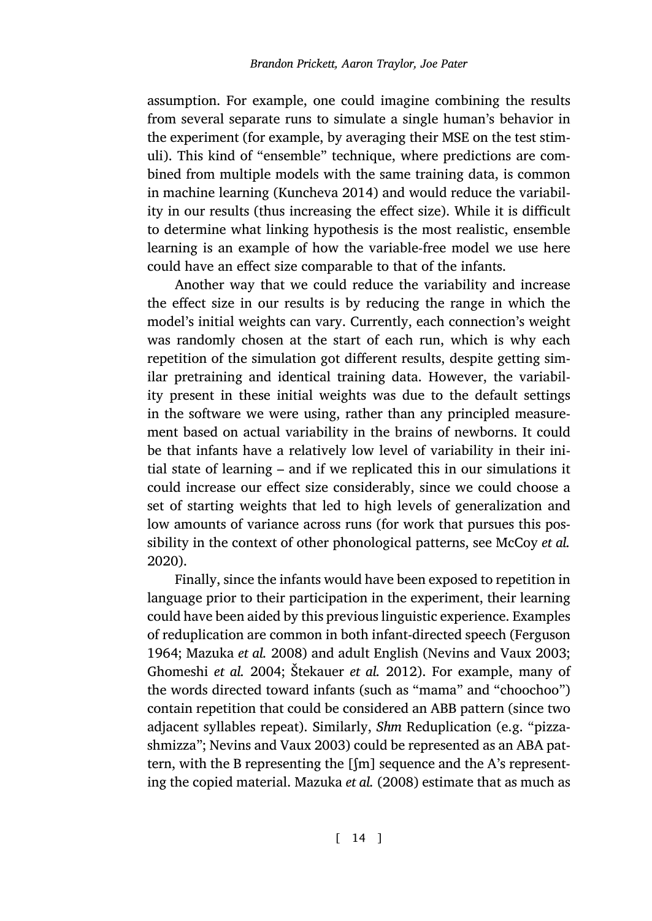assumption. For example, one could imagine combining the results from several separate runs to simulate a single human's behavior in the experiment (for example, by averaging their MSE on the test stimuli). This kind of "ensemble" technique, where predictions are combined from multiple models with the same training data, is common in machine learning (Kuncheva 2014) and would reduce the variability in our results (thus increasing the effect size). While it is difficult to determine what linking hypothesis is the most realistic, ensemble learning is an example of how the variable-free model we use here could have an effect size comparable to that of the infants.

Another way that we could reduce the variability and increase the effect size in our results is by reducing the range in which the model's initial weights can vary. Currently, each connection's weight was randomly chosen at the start of each run, which is why each repetition of the simulation got different results, despite getting similar pretraining and identical training data. However, the variability present in these initial weights was due to the default settings in the software we were using, rather than any principled measurement based on actual variability in the brains of newborns. It could be that infants have a relatively low level of variability in their initial state of learning – and if we replicated this in our simulations it could increase our effect size considerably, since we could choose a set of starting weights that led to high levels of generalization and low amounts of variance across runs (for work that pursues this possibility in the context of other phonological patterns, see McCoy *et al.* 2020).

Finally, since the infants would have been exposed to repetition in language prior to their participation in the experiment, their learning could have been aided by this previous linguistic experience. Examples of reduplication are common in both infant-directed speech (Ferguson 1964; Mazuka *et al.* 2008) and adult English (Nevins and Vaux 2003; Ghomeshi *et al.* 2004; Štekauer *et al.* 2012). For example, many of the words directed toward infants (such as "mama" and "choochoo") contain repetition that could be considered an ABB pattern (since two adjacent syllables repeat). Similarly, *Shm* Reduplication (e.g. "pizza-shmizza"; Nevins and Vaux 2003) could be represented as an ABA pattern, with the B representing the [ʃm] sequence and the A's representing the copied material. Mazuka *et al.* (2008) estimate that as much as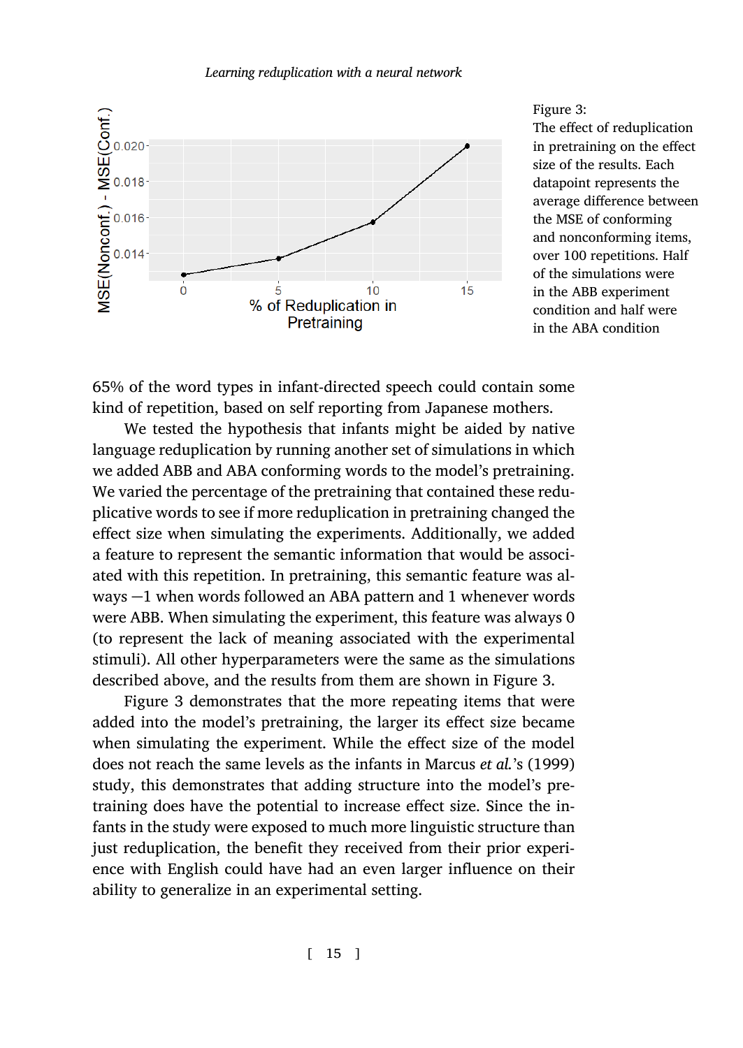Figure 3: The effect of reduplication in pretraining on the effect size of the results. Each datapoint represents the average difference between the MSE of conforming and nonconforming items, over 100 repetitions. Half of the simulations were in the ABB experiment condition and half were in the ABA condition

65% of the word types in infant-directed speech could contain some kind of repetition, based on self reporting from Japanese mothers.

We tested the hypothesis that infants might be aided by native language reduplication by running another set of simulations in which we added ABB and ABA conforming words to the model's pretraining. We varied the percentage of the pretraining that contained these reduplicative words to see if more reduplication in pretraining changed the effect size when simulating the experiments. Additionally, we added a feature to represent the semantic information that would be associated with this repetition. In pretraining, this semantic feature was always −1 when words followed an ABA pattern and 1 whenever words were ABB. When simulating the experiment, this feature was always 0 (to represent the lack of meaning associated with the experimental stimuli). All other hyperparameters were the same as the simulations described above, and the results from them are shown in Figure 3.

Figure 3 demonstrates that the more repeating items that were added into the model's pretraining, the larger its effect size became when simulating the experiment. While the effect size of the model does not reach the same levels as the infants in Marcus *et al.*'s (1999) study, this demonstrates that adding structure into the model's pretraining does have the potential to increase effect size. Since the infants in the study were exposed to much more linguistic structure than just reduplication, the benefit they received from their prior experience with English could have had an even larger influence on their ability to generalize in an experimental setting.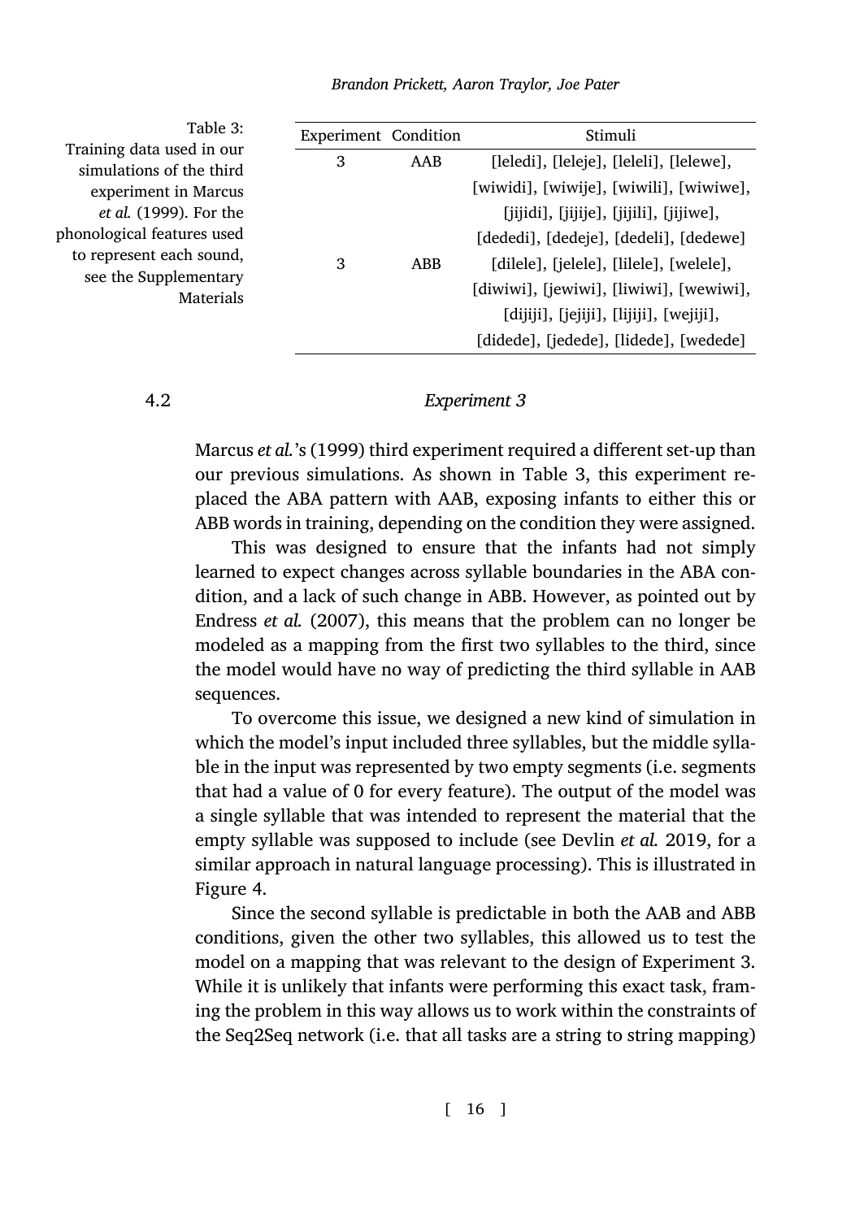Table 3: Training data used in our simulations of the third experiment in Marcus *et al.* (1999). For the phonological features used to represent each sound, see the Supplementary Materials

| Experiment | Condition | Stimuli |
|---|---|---|
| 3 | AAB | [leledi], [leleje], [leleli], [lelewe], [wiwidi], [wiwije], [wiwili], [wiwiwe], [jijidi], [jijije], [jijili], [jijiwe], [securedi], [dedeje], [dedeli], [dedewe] |
| 3 | ABB | [dilele], [jelele], [lilele], [welele], [diwiwi], [jewiwi], [liwiwi], [wewiwi], [dijiji], [jejiji], [lijiji], [wejiji], [didede], [jedede], [lidede], [wedede] |

## 4.2 *Experiment 3*

Marcus *et al.*'s (1999) third experiment required a different set-up than our previous simulations. As shown in Table 3, this experiment replaced the ABA pattern with AAB, exposing infants to either this or ABB words in training, depending on the condition they were assigned.

This was designed to ensure that the infants had not simply learned to expect changes across syllable boundaries in the ABA condition, and a lack of such change in ABB. However, as pointed out by Endress *et al.* (2007), this means that the problem can no longer be modeled as a mapping from the first two syllables to the third, since the model would have no way of predicting the third syllable in AAB sequences.

To overcome this issue, we designed a new kind of simulation in which the model's input included three syllables, but the middle syllable in the input was represented by two empty segments (i.e. segments that had a value of 0 for every feature). The output of the model was a single syllable that was intended to represent the material that the empty syllable was supposed to include (see Devlin *et al.* 2019, for a similar approach in natural language processing). This is illustrated in Figure 4.

Since the second syllable is predictable in both the AAB and ABB conditions, given the other two syllables, this allowed us to test the model on a mapping that was relevant to the design of Experiment 3. While it is unlikely that infants were performing this exact task, framing the problem in this way allows us to work within the constraints of the Seq2Seq network (i.e. that all tasks are a string to string mapping)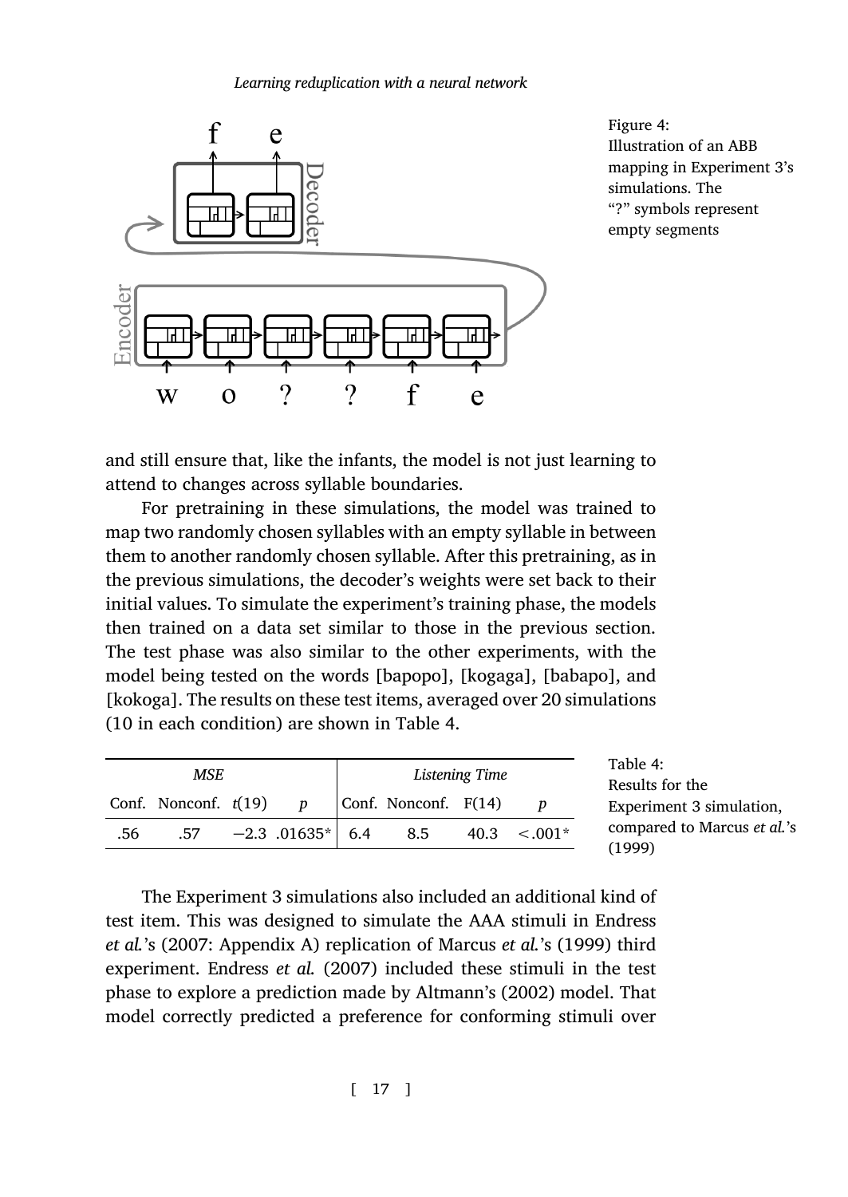Figure 4: Illustration of an ABB mapping in Experiment 3's simulations. The "?" symbols represent empty segments

and still ensure that, like the infants, the model is not just learning to attend to changes across syllable boundaries.

For pretraining in these simulations, the model was trained to map two randomly chosen syllables with an empty syllable in between them to another randomly chosen syllable. After this pretraining, as in the previous simulations, the decoder's weights were set back to their initial values. To simulate the experiment's training phase, the models then trained on a data set similar to those in the previous section. The test phase was also similar to the other experiments, with the model being tested on the words [bapopo], [kogaga], [babapo], and [kokoga]. The results on these test items, averaged over 20 simulations (10 in each condition) are shown in Table 4.

| *MSE* | | | | *Listening Time* | | | |
|---|---|---|---|---|---|---|---|
| Conf. | Nonconf. | $t(19)$ | $p$ | Conf. | Nonconf. | F(14) | $p$ |
| .56 | .57 | −2.3 | .01635* | 6.4 | 8.5 | 40.3 | <.001* |

Table 4: Results for the Experiment 3 simulation, compared to Marcus *et al.*'s (1999)

The Experiment 3 simulations also included an additional kind of test item. This was designed to simulate the AAA stimuli in Endress *et al.*'s (2007: Appendix A) replication of Marcus *et al.*'s (1999) third experiment. Endress *et al.* (2007) included these stimuli in the test phase to explore a prediction made by Altmann's (2002) model. That model correctly predicted a preference for conforming stimuli over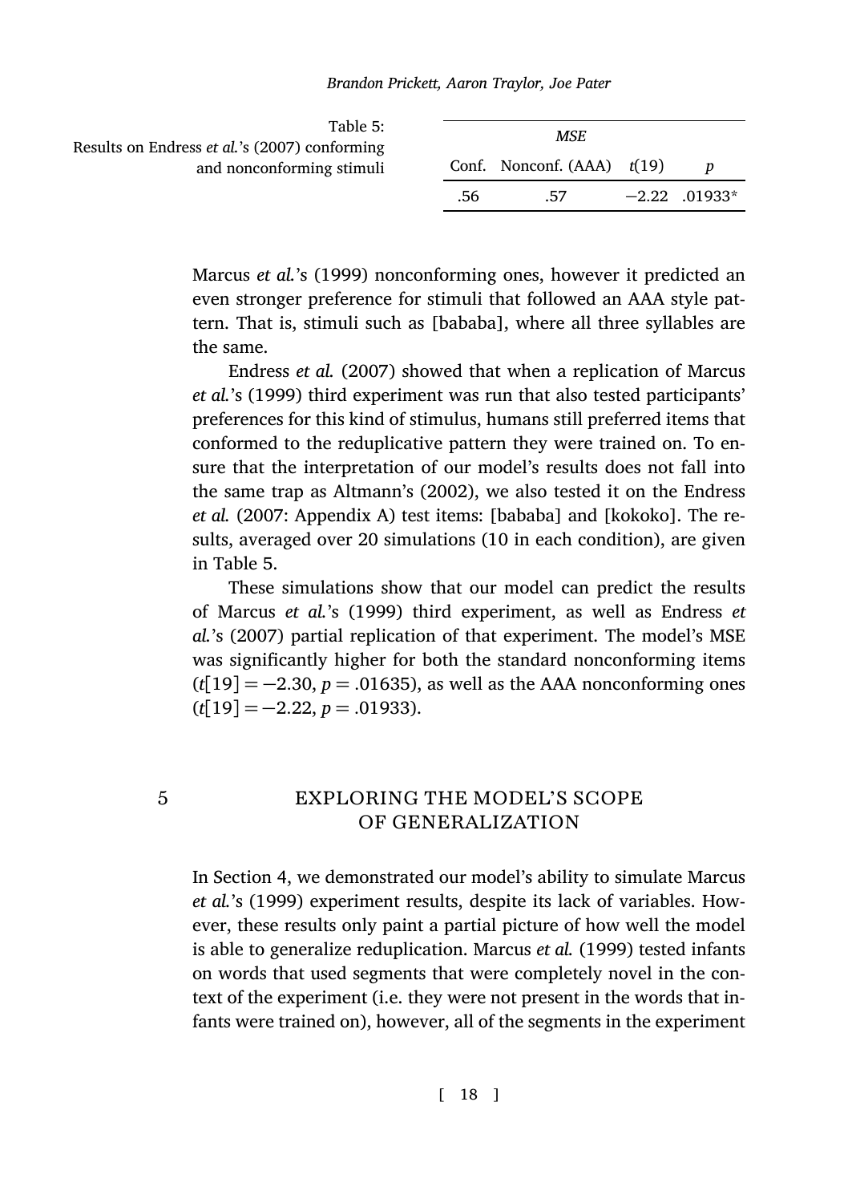Table 5: Results on Endress *et al.*'s (2007) conforming and nonconforming stimuli

| *MSE* | | | |
|---|---|---|---|
| Conf. | Nonconf. (AAA) | $t(19)$ | $p$ |
| .56 | .57 | −2.22 | .01933* |

Marcus *et al.*'s (1999) nonconforming ones, however it predicted an even stronger preference for stimuli that followed an AAA style pattern. That is, stimuli such as [bababa], where all three syllables are the same.

Endress *et al.* (2007) showed that when a replication of Marcus *et al.*'s (1999) third experiment was run that also tested participants' preferences for this kind of stimulus, humans still preferred items that conformed to the reduplicative pattern they were trained on. To ensure that the interpretation of our model's results does not fall into the same trap as Altmann's (2002), we also tested it on the Endress *et al.* (2007: Appendix A) test items: [bababa] and [kokoko]. The results, averaged over 20 simulations (10 in each condition), are given in Table 5.

These simulations show that our model can predict the results of Marcus *et al.*'s (1999) third experiment, as well as Endress *et al.*'s (2007) partial replication of that experiment. The model's MSE was significantly higher for both the standard nonconforming items ($t[19] = -2.30$, $p = .01635$), as well as the AAA nonconforming ones ($t[19] = -2.22$, $p = .01933$).

## 5 EXPLORING THE MODEL'S SCOPE OF GENERALIZATION

In Section 4, we demonstrated our model's ability to simulate Marcus *et al.*'s (1999) experiment results, despite its lack of variables. However, these results only paint a partial picture of how well the model is able to generalize reduplication. Marcus *et al.* (1999) tested infants on words that used segments that were completely novel in the context of the experiment (i.e. they were not present in the words that infants were trained on), however, all of the segments in the experiment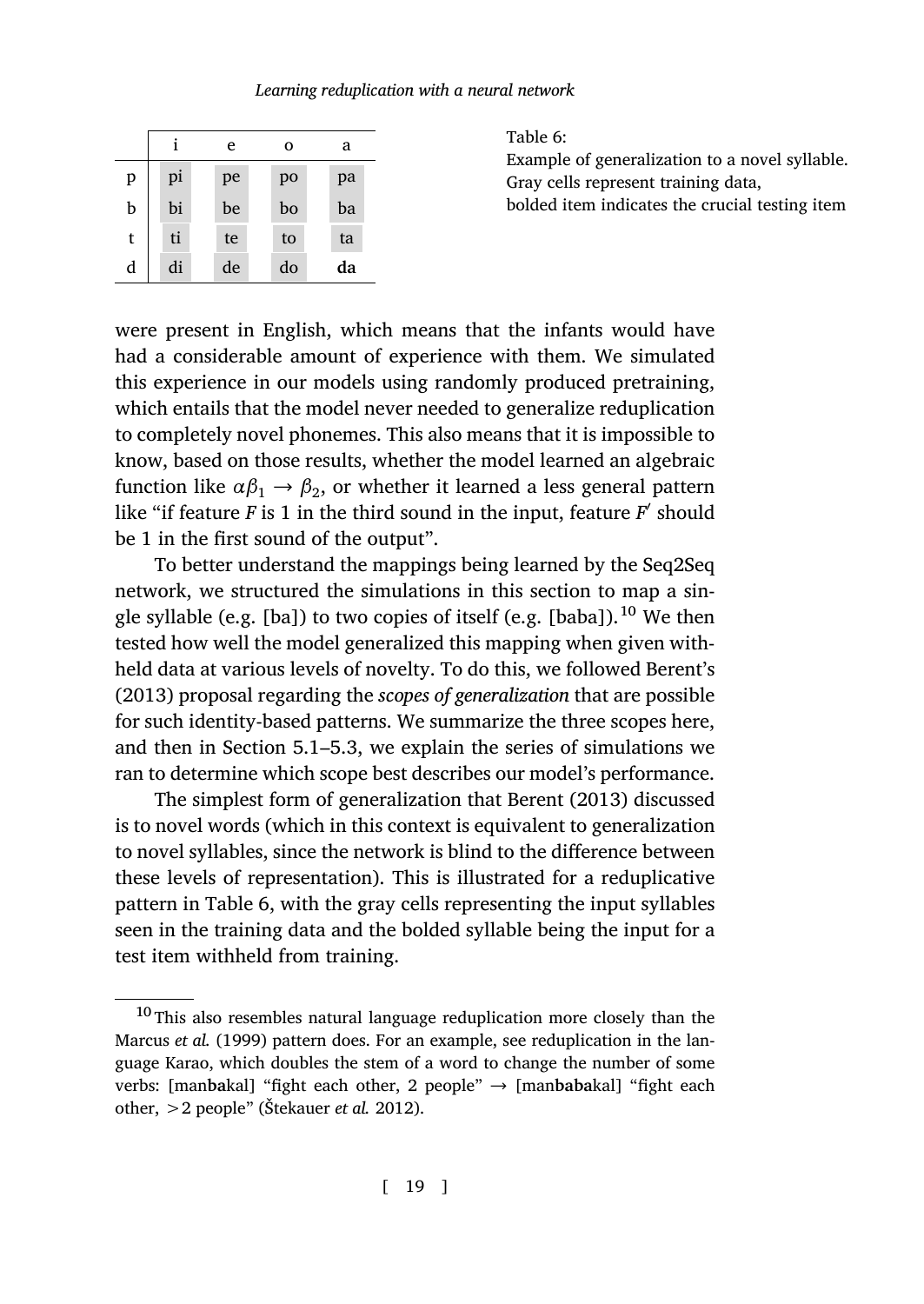|   | i | e | o | a |
|---|---|---|---|---|
| p | pi | pe | po | pa |
| b | bi | be | bo | ba |
| t | ti | te | to | ta |
| d | di | de | do | **da** |

Table 6:
Example of generalization to a novel syllable. Gray cells represent training data, bolded item indicates the crucial testing item

were present in English, which means that the infants would have had a considerable amount of experience with them. We simulated this experience in our models using randomly produced pretraining, which entails that the model never needed to generalize reduplication to completely novel phonemes. This also means that it is impossible to know, based on those results, whether the model learned an algebraic function like $\alpha\beta_1 \rightarrow \beta_2$, or whether it learned a less general pattern like "if feature $F$ is 1 in the third sound in the input, feature $F'$ should be 1 in the first sound of the output".

To better understand the mappings being learned by the Seq2Seq network, we structured the simulations in this section to map a single syllable (e.g. [ba]) to two copies of itself (e.g. [baba]).[10] We then tested how well the model generalized this mapping when given withheld data at various levels of novelty. To do this, we followed Berent's (2013) proposal regarding the *scopes of generalization* that are possible for such identity-based patterns. We summarize the three scopes here, and then in Section 5.1–5.3, we explain the series of simulations we ran to determine which scope best describes our model's performance.

The simplest form of generalization that Berent (2013) discussed is to novel words (which in this context is equivalent to generalization to novel syllables, since the network is blind to the difference between these levels of representation). This is illustrated for a reduplicative pattern in Table 6, with the gray cells representing the input syllables seen in the training data and the bolded syllable being the input for a test item withheld from training.

[10] This also resembles natural language reduplication more closely than the Marcus *et al.* (1999) pattern does. For an example, see reduplication in the language Karao, which doubles the stem of a word to change the number of some verbs: [man**ba**kal] "fight each other, 2 people" → [man**baba**kal] "fight each other, >2 people" (Štekauer *et al.* 2012).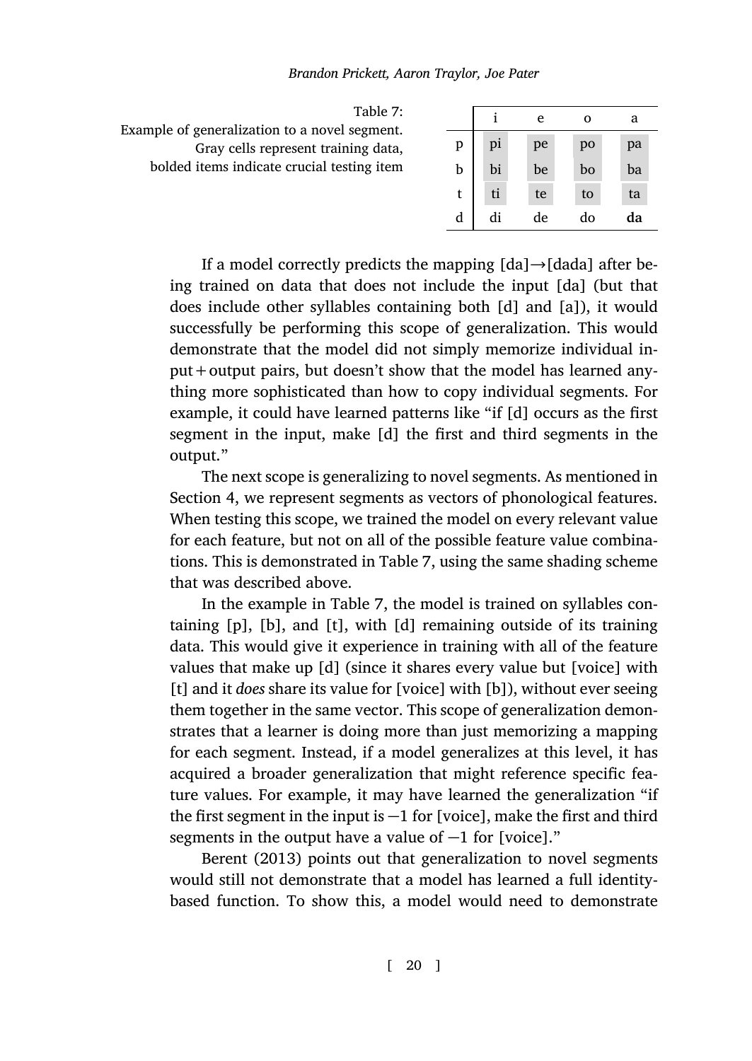Table 7:
Example of generalization to a novel segment. Gray cells represent training data, bolded items indicate crucial testing item

| | i | e | o | a |
|---|---|---|---|---|
| p | pi | pe | po | pa |
| b | bi | be | bo | ba |
| t | ti | te | to | ta |
| d | di | de | do | **da** |

If a model correctly predicts the mapping [da]→[dada] after being trained on data that does not include the input [da] (but that does include other syllables containing both [d] and [a]), it would successfully be performing this scope of generalization. This would demonstrate that the model did not simply memorize individual input + output pairs, but doesn't show that the model has learned anything more sophisticated than how to copy individual segments. For example, it could have learned patterns like "if [d] occurs as the first segment in the input, make [d] the first and third segments in the output."

The next scope is generalizing to novel segments. As mentioned in Section 4, we represent segments as vectors of phonological features. When testing this scope, we trained the model on every relevant value for each feature, but not on all of the possible feature value combinations. This is demonstrated in Table 7, using the same shading scheme that was described above.

In the example in Table 7, the model is trained on syllables containing [p], [b], and [t], with [d] remaining outside of its training data. This would give it experience in training with all of the feature values that make up [d] (since it shares every value but [voice] with [t] and it *does* share its value for [voice] with [b]), without ever seeing them together in the same vector. This scope of generalization demonstrates that a learner is doing more than just memorizing a mapping for each segment. Instead, if a model generalizes at this level, it has acquired a broader generalization that might reference specific feature values. For example, it may have learned the generalization "if the first segment in the input is −1 for [voice], make the first and third segments in the output have a value of −1 for [voice]."

Berent (2013) points out that generalization to novel segments would still not demonstrate that a model has learned a full identity-based function. To show this, a model would need to demonstrate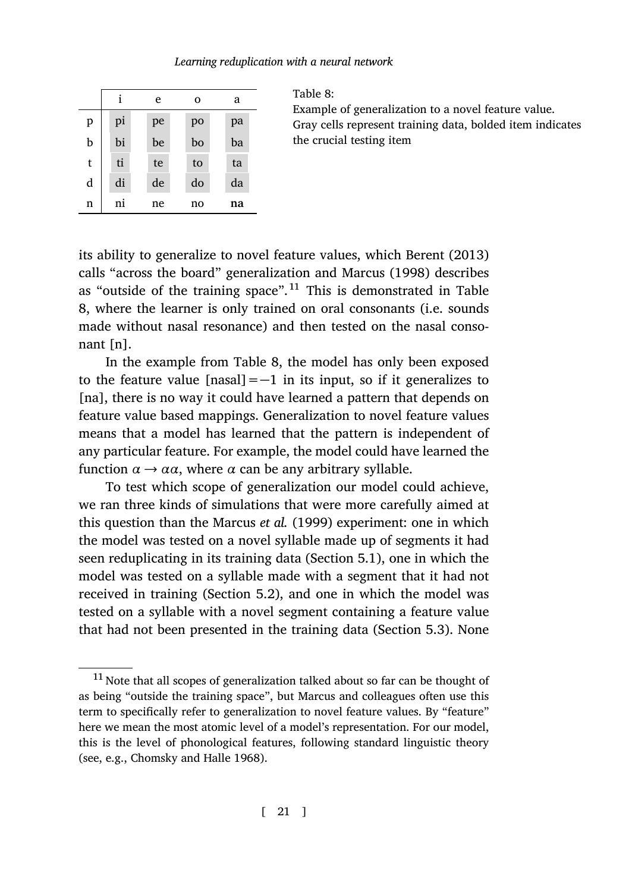|   | i | e | o | a |
|---|---|---|---|---|
| p | pi | pe | po | pa |
| b | bi | be | bo | ba |
| t | ti | te | to | ta |
| d | di | de | do | da |
| n | ni | ne | no | **na** |

Table 8:
Example of generalization to a novel feature value. Gray cells represent training data, bolded item indicates the crucial testing item

its ability to generalize to novel feature values, which Berent (2013) calls "across the board" generalization and Marcus (1998) describes as "outside of the training space".[11] This is demonstrated in Table 8, where the learner is only trained on oral consonants (i.e. sounds made without nasal resonance) and then tested on the nasal consonant [n].

In the example from Table 8, the model has only been exposed to the feature value [nasal] $= -1$ in its input, so if it generalizes to [na], there is no way it could have learned a pattern that depends on feature value based mappings. Generalization to novel feature values means that a model has learned that the pattern is independent of any particular feature. For example, the model could have learned the function $\alpha \rightarrow \alpha\alpha$, where $\alpha$ can be any arbitrary syllable.

To test which scope of generalization our model could achieve, we ran three kinds of simulations that were more carefully aimed at this question than the Marcus *et al.* (1999) experiment: one in which the model was tested on a novel syllable made up of segments it had seen reduplicating in its training data (Section 5.1), one in which the model was tested on a syllable made with a segment that it had not received in training (Section 5.2), and one in which the model was tested on a syllable with a novel segment containing a feature value that had not been presented in the training data (Section 5.3). None

[11] Note that all scopes of generalization talked about so far can be thought of as being "outside the training space", but Marcus and colleagues often use this term to specifically refer to generalization to novel feature values. By "feature" here we mean the most atomic level of a model's representation. For our model, this is the level of phonological features, following standard linguistic theory (see, e.g., Chomsky and Halle 1968).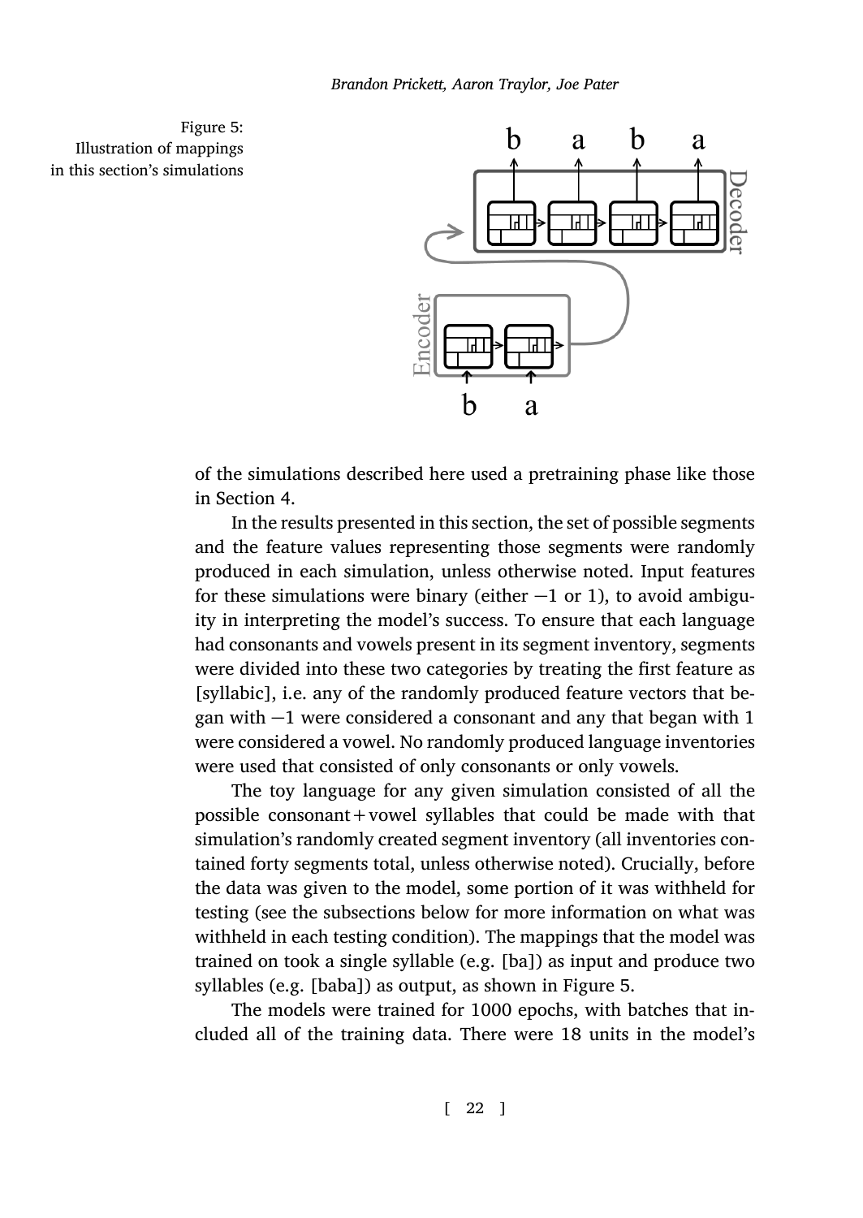Figure 5: Illustration of mappings in this section's simulations

of the simulations described here used a pretraining phase like those in Section 4.

In the results presented in this section, the set of possible segments and the feature values representing those segments were randomly produced in each simulation, unless otherwise noted. Input features for these simulations were binary (either −1 or 1), to avoid ambiguity in interpreting the model's success. To ensure that each language had consonants and vowels present in its segment inventory, segments were divided into these two categories by treating the first feature as [syllabic], i.e. any of the randomly produced feature vectors that began with −1 were considered a consonant and any that began with 1 were considered a vowel. No randomly produced language inventories were used that consisted of only consonants or only vowels.

The toy language for any given simulation consisted of all the possible consonant + vowel syllables that could be made with that simulation's randomly created segment inventory (all inventories contained forty segments total, unless otherwise noted). Crucially, before the data was given to the model, some portion of it was withheld for testing (see the subsections below for more information on what was withheld in each testing condition). The mappings that the model was trained on took a single syllable (e.g. [ba]) as input and produce two syllables (e.g. [baba]) as output, as shown in Figure 5.

The models were trained for 1000 epochs, with batches that included all of the training data. There were 18 units in the model's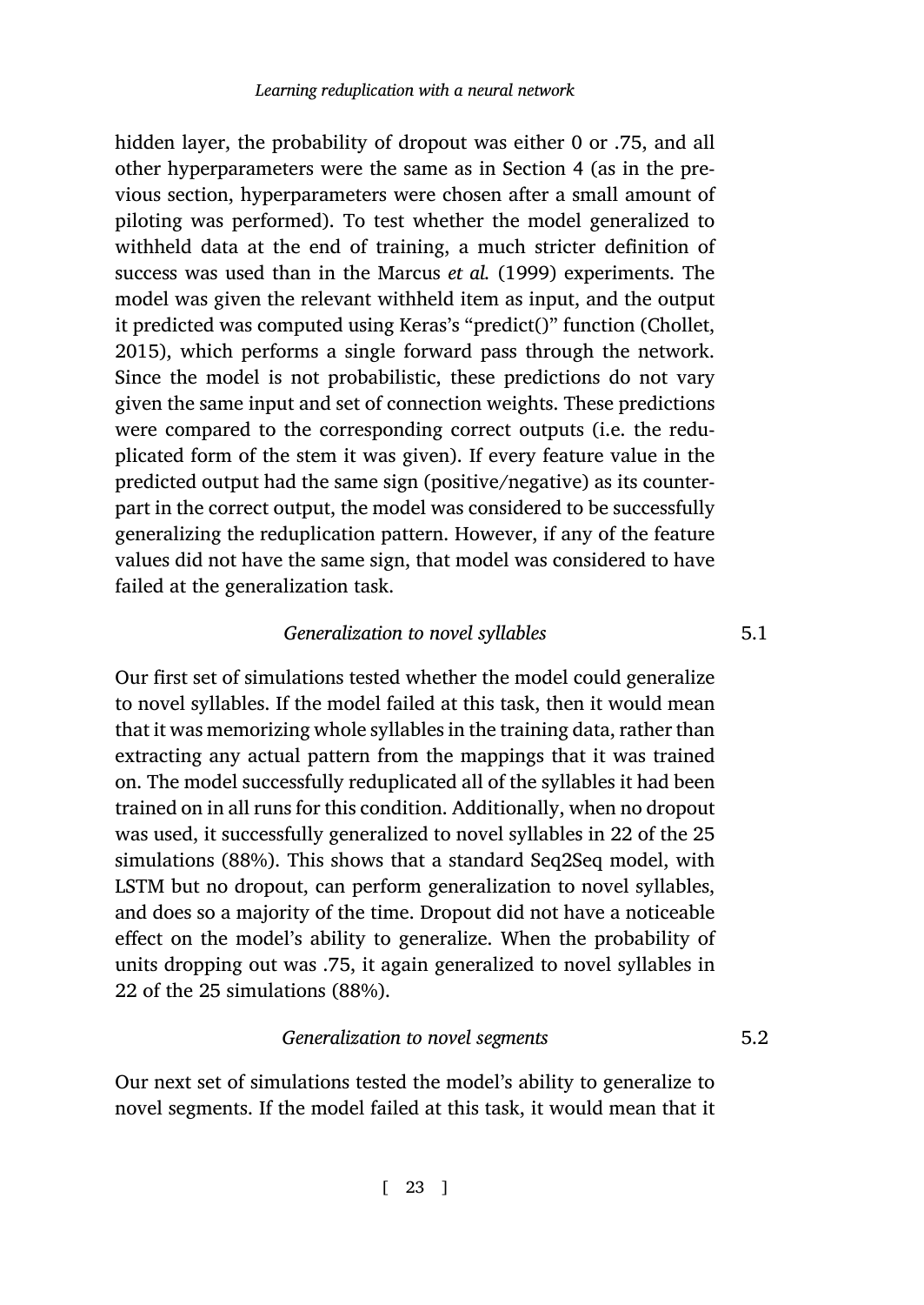hidden layer, the probability of dropout was either 0 or .75, and all other hyperparameters were the same as in Section 4 (as in the previous section, hyperparameters were chosen after a small amount of piloting was performed). To test whether the model generalized to withheld data at the end of training, a much stricter definition of success was used than in the Marcus *et al.* (1999) experiments. The model was given the relevant withheld item as input, and the output it predicted was computed using Keras's "predict()" function (Chollet, 2015), which performs a single forward pass through the network. Since the model is not probabilistic, these predictions do not vary given the same input and set of connection weights. These predictions were compared to the corresponding correct outputs (i.e. the reduplicated form of the stem it was given). If every feature value in the predicted output had the same sign (positive/negative) as its counterpart in the correct output, the model was considered to be successfully generalizing the reduplication pattern. However, if any of the feature values did not have the same sign, that model was considered to have failed at the generalization task.

### 5.1 *Generalization to novel syllables*

Our first set of simulations tested whether the model could generalize to novel syllables. If the model failed at this task, then it would mean that it was memorizing whole syllables in the training data, rather than extracting any actual pattern from the mappings that it was trained on. The model successfully reduplicated all of the syllables it had been trained on in all runs for this condition. Additionally, when no dropout was used, it successfully generalized to novel syllables in 22 of the 25 simulations (88%). This shows that a standard Seq2Seq model, with LSTM but no dropout, can perform generalization to novel syllables, and does so a majority of the time. Dropout did not have a noticeable effect on the model's ability to generalize. When the probability of units dropping out was .75, it again generalized to novel syllables in 22 of the 25 simulations (88%).

### 5.2 *Generalization to novel segments*

Our next set of simulations tested the model's ability to generalize to novel segments. If the model failed at this task, it would mean that it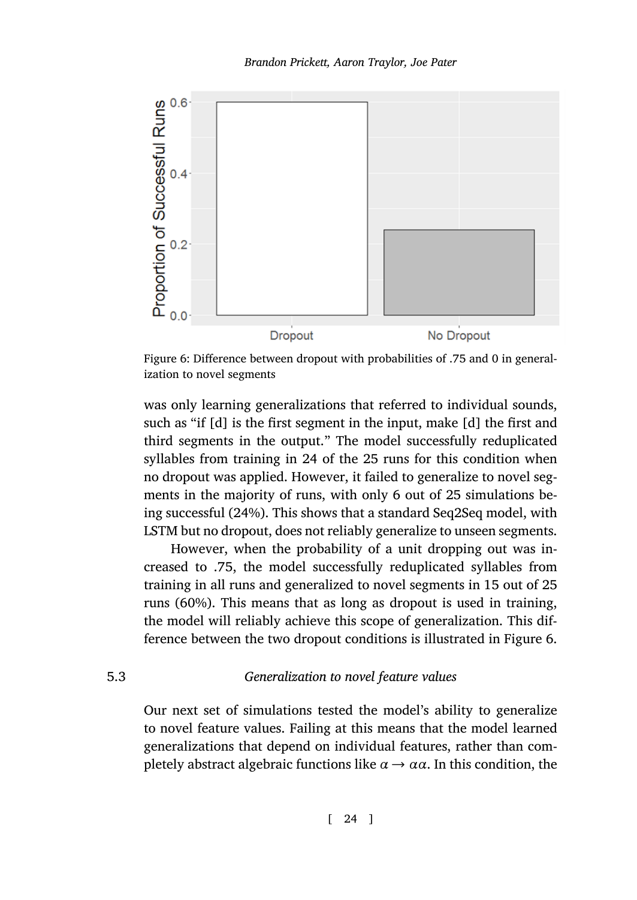Figure 6: Difference between dropout with probabilities of .75 and 0 in generalization to novel segments

was only learning generalizations that referred to individual sounds, such as "if [d] is the first segment in the input, make [d] the first and third segments in the output." The model successfully reduplicated syllables from training in 24 of the 25 runs for this condition when no dropout was applied. However, it failed to generalize to novel segments in the majority of runs, with only 6 out of 25 simulations being successful (24%). This shows that a standard Seq2Seq model, with LSTM but no dropout, does not reliably generalize to unseen segments.

However, when the probability of a unit dropping out was increased to .75, the model successfully reduplicated syllables from training in all runs and generalized to novel segments in 15 out of 25 runs (60%). This means that as long as dropout is used in training, the model will reliably achieve this scope of generalization. This difference between the two dropout conditions is illustrated in Figure 6.

## 5.3 *Generalization to novel feature values*

Our next set of simulations tested the model's ability to generalize to novel feature values. Failing at this means that the model learned generalizations that depend on individual features, rather than completely abstract algebraic functions like $\alpha \rightarrow \alpha\alpha$. In this condition, the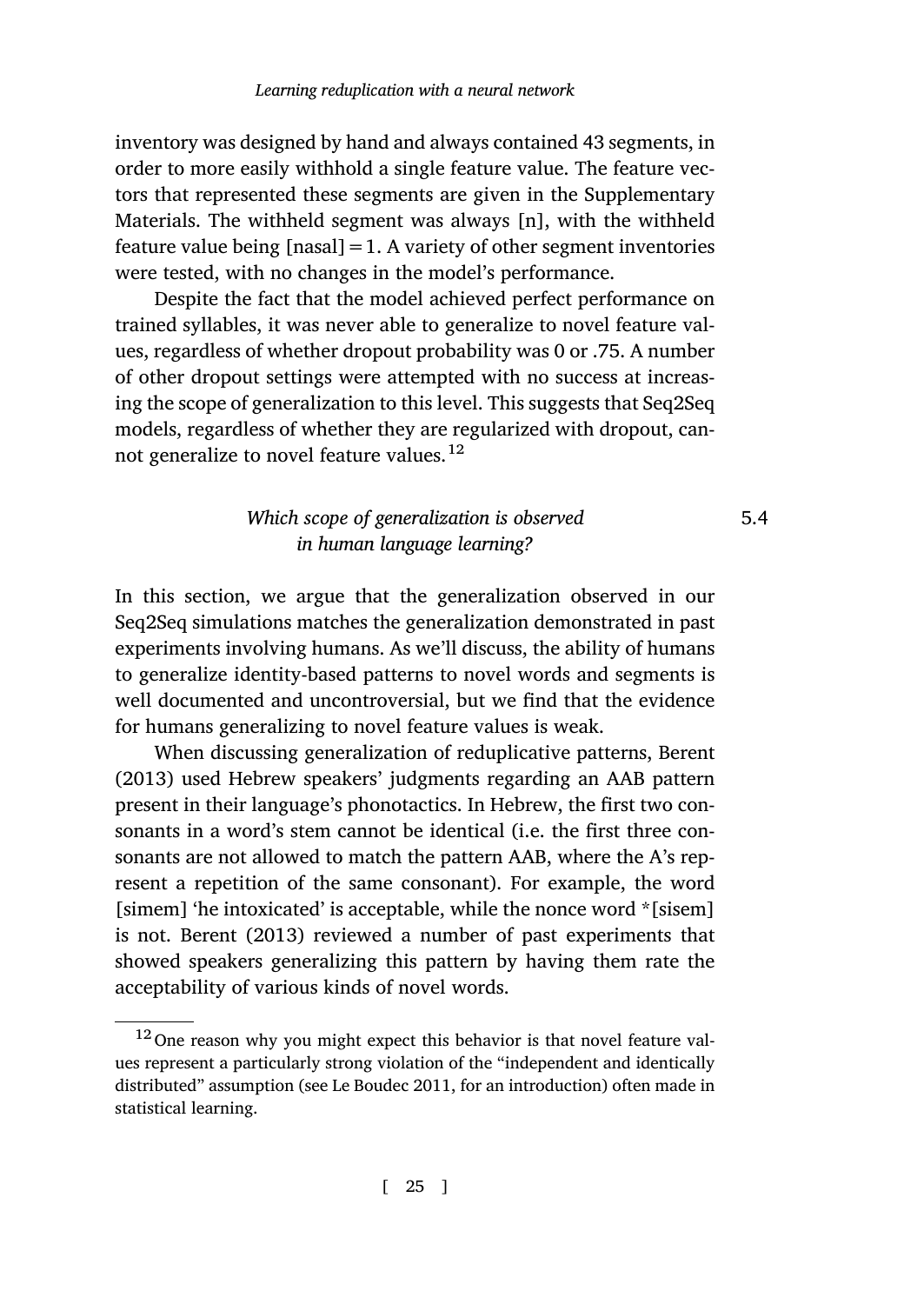inventory was designed by hand and always contained 43 segments, in order to more easily withhold a single feature value. The feature vectors that represented these segments are given in the Supplementary Materials. The withheld segment was always [n], with the withheld feature value being [nasal] = 1. A variety of other segment inventories were tested, with no changes in the model's performance.

Despite the fact that the model achieved perfect performance on trained syllables, it was never able to generalize to novel feature values, regardless of whether dropout probability was 0 or .75. A number of other dropout settings were attempted with no success at increasing the scope of generalization to this level. This suggests that Seq2Seq models, regardless of whether they are regularized with dropout, cannot generalize to novel feature values.[12]

### 5.4 *Which scope of generalization is observed in human language learning?*

In this section, we argue that the generalization observed in our Seq2Seq simulations matches the generalization demonstrated in past experiments involving humans. As we'll discuss, the ability of humans to generalize identity-based patterns to novel words and segments is well documented and uncontroversial, but we find that the evidence for humans generalizing to novel feature values is weak.

When discussing generalization of reduplicative patterns, Berent (2013) used Hebrew speakers' judgments regarding an AAB pattern present in their language's phonotactics. In Hebrew, the first two consonants in a word's stem cannot be identical (i.e. the first three consonants are not allowed to match the pattern AAB, where the A's represent a repetition of the same consonant). For example, the word [simem] 'he intoxicated' is acceptable, while the nonce word *[sisem] is not. Berent (2013) reviewed a number of past experiments that showed speakers generalizing this pattern by having them rate the acceptability of various kinds of novel words.

---

[12] One reason why you might expect this behavior is that novel feature values represent a particularly strong violation of the "independent and identically distributed" assumption (see Le Boudec 2011, for an introduction) often made in statistical learning.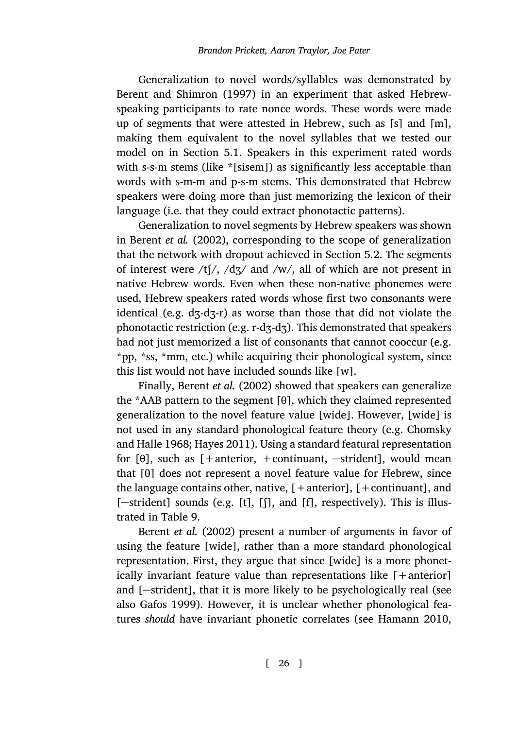Generalization to novel words/syllables was demonstrated by Berent and Shimron (1997) in an experiment that asked Hebrew-speaking participants to rate nonce words. These words were made up of segments that were attested in Hebrew, such as [s] and [m], making them equivalent to the novel syllables that we tested our model on in Section 5.1. Speakers in this experiment rated words with s-s-m stems (like *[sisem]) as significantly less acceptable than words with s-m-m and p-s-m stems. This demonstrated that Hebrew speakers were doing more than just memorizing the lexicon of their language (i.e. that they could extract phonotactic patterns).

Generalization to novel segments by Hebrew speakers was shown in Berent *et al.* (2002), corresponding to the scope of generalization that the network with dropout achieved in Section 5.2. The segments of interest were /tʃ/, /dʒ/ and /w/, all of which are not present in native Hebrew words. Even when these non-native phonemes were used, Hebrew speakers rated words whose first two consonants were identical (e.g. dʒ-dʒ-r) as worse than those that did not violate the phonotactic restriction (e.g. r-dʒ-dʒ). This demonstrated that speakers had not just memorized a list of consonants that cannot cooccur (e.g. *pp, *ss, *mm, etc.) while acquiring their phonological system, since this list would not have included sounds like [w].

Finally, Berent *et al.* (2002) showed that speakers can generalize the *AAB pattern to the segment [θ], which they claimed represented generalization to the novel feature value [wide]. However, [wide] is not used in any standard phonological feature theory (e.g. Chomsky and Halle 1968; Hayes 2011). Using a standard featural representation for [θ], such as [+anterior, +continuant, −strident], would mean that [θ] does not represent a novel feature value for Hebrew, since the language contains other, native, [+anterior], [+continuant], and [−strident] sounds (e.g. [t], [ʃ], and [f], respectively). This is illustrated in Table 9.

Berent *et al.* (2002) present a number of arguments in favor of using the feature [wide], rather than a more standard phonological representation. First, they argue that since [wide] is a more phonetically invariant feature value than representations like [+anterior] and [−strident], that it is more likely to be psychologically real (see also Gafos 1999). However, it is unclear whether phonological features *should* have invariant phonetic correlates (see Hamann 2010,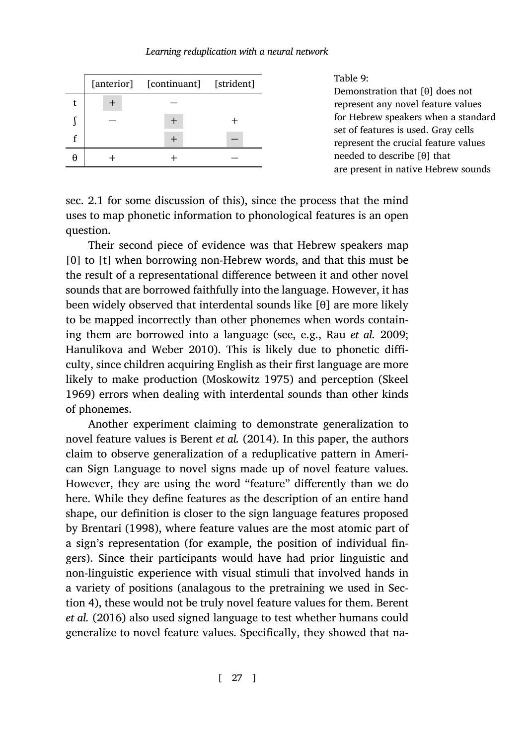| | [anterior] | [continuant] | [strident] |
|---|---|---|---|
| t | + | − | |
| ʃ | − | + | + |
| f | | + | − |
| θ | + | + | − |

Table 9:
Demonstration that [θ] does not represent any novel feature values for Hebrew speakers when a standard set of features is used. Gray cells represent the crucial feature values needed to describe [θ] that are present in native Hebrew sounds

sec. 2.1 for some discussion of this), since the process that the mind uses to map phonetic information to phonological features is an open question.

Their second piece of evidence was that Hebrew speakers map [θ] to [t] when borrowing non-Hebrew words, and that this must be the result of a representational difference between it and other novel sounds that are borrowed faithfully into the language. However, it has been widely observed that interdental sounds like [θ] are more likely to be mapped incorrectly than other phonemes when words containing them are borrowed into a language (see, e.g., Rau *et al.* 2009; Hanulikova and Weber 2010). This is likely due to phonetic difficulty, since children acquiring English as their first language are more likely to make production (Moskowitz 1975) and perception (Skeel 1969) errors when dealing with interdental sounds than other kinds of phonemes.

Another experiment claiming to demonstrate generalization to novel feature values is Berent *et al.* (2014). In this paper, the authors claim to observe generalization of a reduplicative pattern in American Sign Language to novel signs made up of novel feature values. However, they are using the word "feature" differently than we do here. While they define features as the description of an entire hand shape, our definition is closer to the sign language features proposed by Brentari (1998), where feature values are the most atomic part of a sign's representation (for example, the position of individual fingers). Since their participants would have had prior linguistic and non-linguistic experience with visual stimuli that involved hands in a variety of positions (analagous to the pretraining we used in Section 4), these would not be truly novel feature values for them. Berent *et al.* (2016) also used signed language to test whether humans could generalize to novel feature values. Specifically, they showed that na-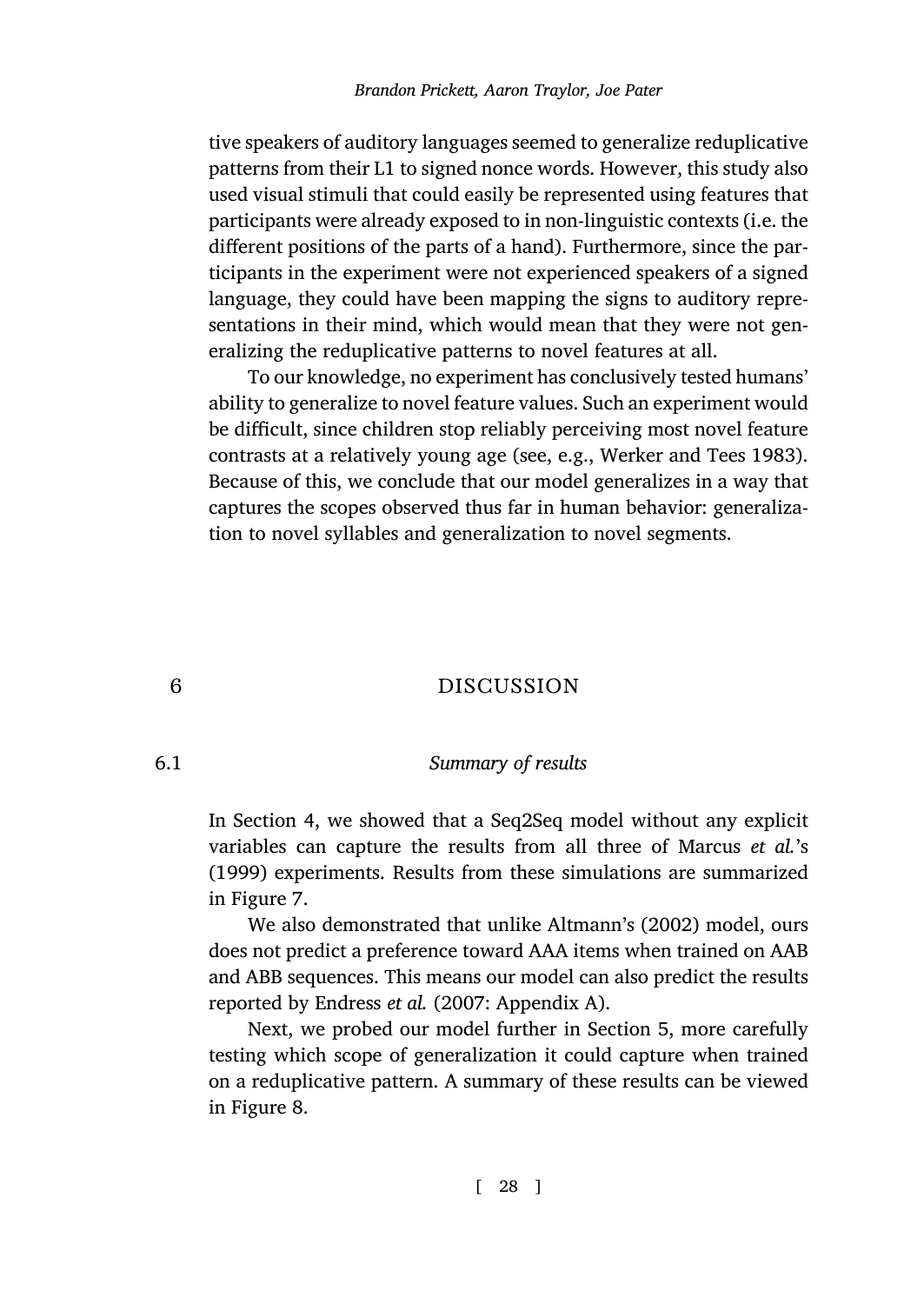tive speakers of auditory languages seemed to generalize reduplicative patterns from their L1 to signed nonce words. However, this study also used visual stimuli that could easily be represented using features that participants were already exposed to in non-linguistic contexts (i.e. the different positions of the parts of a hand). Furthermore, since the participants in the experiment were not experienced speakers of a signed language, they could have been mapping the signs to auditory representations in their mind, which would mean that they were not generalizing the reduplicative patterns to novel features at all.

To our knowledge, no experiment has conclusively tested humans' ability to generalize to novel feature values. Such an experiment would be difficult, since children stop reliably perceiving most novel feature contrasts at a relatively young age (see, e.g., Werker and Tees 1983). Because of this, we conclude that our model generalizes in a way that captures the scopes observed thus far in human behavior: generalization to novel syllables and generalization to novel segments.

# 6 DISCUSSION

## 6.1 *Summary of results*

In Section 4, we showed that a Seq2Seq model without any explicit variables can capture the results from all three of Marcus *et al.*'s (1999) experiments. Results from these simulations are summarized in Figure 7.

We also demonstrated that unlike Altmann's (2002) model, ours does not predict a preference toward AAA items when trained on AAB and ABB sequences. This means our model can also predict the results reported by Endress *et al.* (2007: Appendix A).

Next, we probed our model further in Section 5, more carefully testing which scope of generalization it could capture when trained on a reduplicative pattern. A summary of these results can be viewed in Figure 8.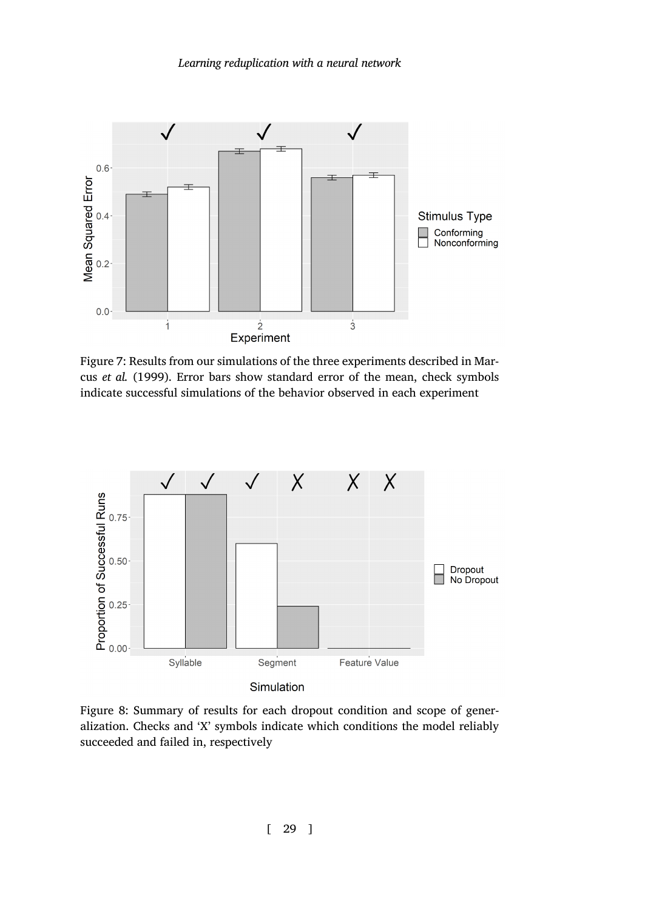Figure 7: Results from our simulations of the three experiments described in Marcus *et al.* (1999). Error bars show standard error of the mean, check symbols indicate successful simulations of the behavior observed in each experiment

Figure 8: Summary of results for each dropout condition and scope of generalization. Checks and 'X' symbols indicate which conditions the model reliably succeeded and failed in, respectively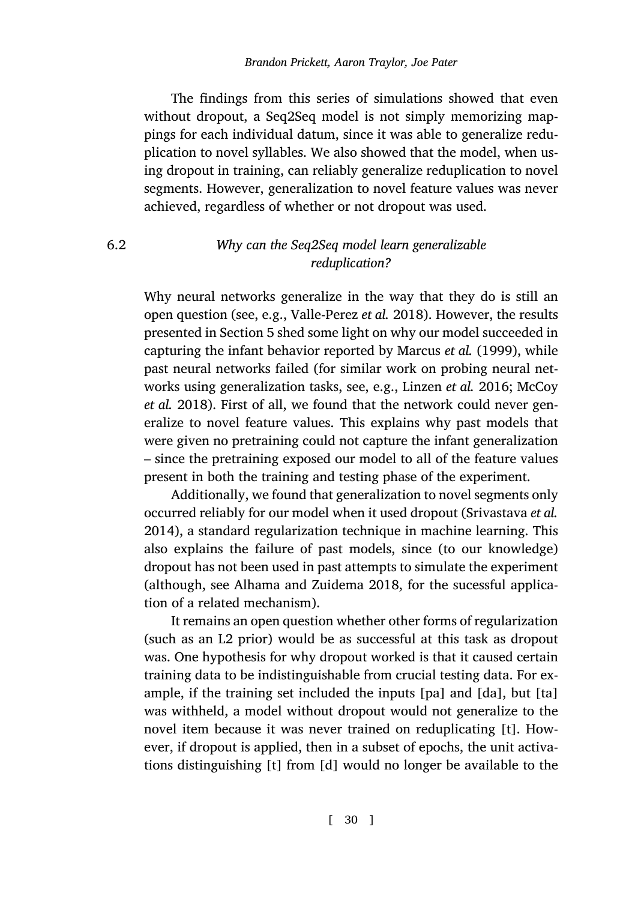The findings from this series of simulations showed that even without dropout, a Seq2Seq model is not simply memorizing mappings for each individual datum, since it was able to generalize reduplication to novel syllables. We also showed that the model, when using dropout in training, can reliably generalize reduplication to novel segments. However, generalization to novel feature values was never achieved, regardless of whether or not dropout was used.

### 6.2 *Why can the Seq2Seq model learn generalizable reduplication?*

Why neural networks generalize in the way that they do is still an open question (see, e.g., Valle-Perez *et al.* 2018). However, the results presented in Section 5 shed some light on why our model succeeded in capturing the infant behavior reported by Marcus *et al.* (1999), while past neural networks failed (for similar work on probing neural networks using generalization tasks, see, e.g., Linzen *et al.* 2016; McCoy *et al.* 2018). First of all, we found that the network could never generalize to novel feature values. This explains why past models that were given no pretraining could not capture the infant generalization – since the pretraining exposed our model to all of the feature values present in both the training and testing phase of the experiment.

Additionally, we found that generalization to novel segments only occurred reliably for our model when it used dropout (Srivastava *et al.* 2014), a standard regularization technique in machine learning. This also explains the failure of past models, since (to our knowledge) dropout has not been used in past attempts to simulate the experiment (although, see Alhama and Zuidema 2018, for the sucessful application of a related mechanism).

It remains an open question whether other forms of regularization (such as an L2 prior) would be as successful at this task as dropout was. One hypothesis for why dropout worked is that it caused certain training data to be indistinguishable from crucial testing data. For example, if the training set included the inputs [pa] and [da], but [ta] was withheld, a model without dropout would not generalize to the novel item because it was never trained on reduplicating [t]. However, if dropout is applied, then in a subset of epochs, the unit activations distinguishing [t] from [d] would no longer be available to the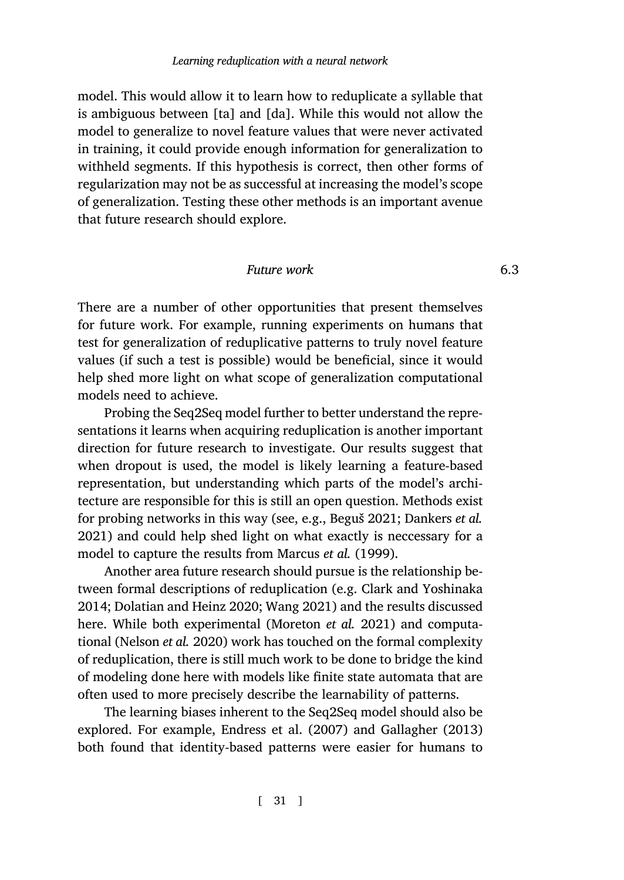model. This would allow it to learn how to reduplicate a syllable that is ambiguous between [ta] and [da]. While this would not allow the model to generalize to novel feature values that were never activated in training, it could provide enough information for generalization to withheld segments. If this hypothesis is correct, then other forms of regularization may not be as successful at increasing the model's scope of generalization. Testing these other methods is an important avenue that future research should explore.

## 6.3 Future work

There are a number of other opportunities that present themselves for future work. For example, running experiments on humans that test for generalization of reduplicative patterns to truly novel feature values (if such a test is possible) would be beneficial, since it would help shed more light on what scope of generalization computational models need to achieve.

Probing the Seq2Seq model further to better understand the representations it learns when acquiring reduplication is another important direction for future research to investigate. Our results suggest that when dropout is used, the model is likely learning a feature-based representation, but understanding which parts of the model's architecture are responsible for this is still an open question. Methods exist for probing networks in this way (see, e.g., Beguš 2021; Dankers *et al.* 2021) and could help shed light on what exactly is neccessary for a model to capture the results from Marcus *et al.* (1999).

Another area future research should pursue is the relationship between formal descriptions of reduplication (e.g. Clark and Yoshinaka 2014; Dolatian and Heinz 2020; Wang 2021) and the results discussed here. While both experimental (Moreton *et al.* 2021) and computational (Nelson *et al.* 2020) work has touched on the formal complexity of reduplication, there is still much work to be done to bridge the kind of modeling done here with models like finite state automata that are often used to more precisely describe the learnability of patterns.

The learning biases inherent to the Seq2Seq model should also be explored. For example, Endress et al. (2007) and Gallagher (2013) both found that identity-based patterns were easier for humans to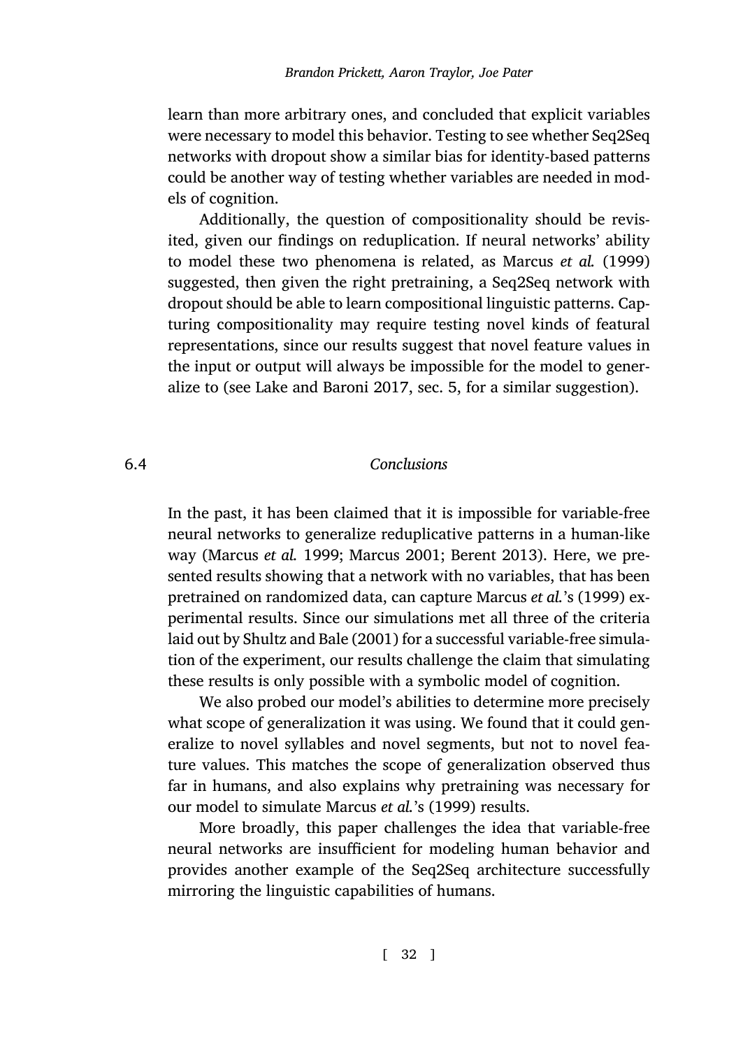learn than more arbitrary ones, and concluded that explicit variables were necessary to model this behavior. Testing to see whether Seq2Seq networks with dropout show a similar bias for identity-based patterns could be another way of testing whether variables are needed in models of cognition.

Additionally, the question of compositionality should be revisited, given our findings on reduplication. If neural networks' ability to model these two phenomena is related, as Marcus *et al.* (1999) suggested, then given the right pretraining, a Seq2Seq network with dropout should be able to learn compositional linguistic patterns. Capturing compositionality may require testing novel kinds of featural representations, since our results suggest that novel feature values in the input or output will always be impossible for the model to generalize to (see Lake and Baroni 2017, sec. 5, for a similar suggestion).

### 6.4 *Conclusions*

In the past, it has been claimed that it is impossible for variable-free neural networks to generalize reduplicative patterns in a human-like way (Marcus *et al.* 1999; Marcus 2001; Berent 2013). Here, we presented results showing that a network with no variables, that has been pretrained on randomized data, can capture Marcus *et al.*'s (1999) experimental results. Since our simulations met all three of the criteria laid out by Shultz and Bale (2001) for a successful variable-free simulation of the experiment, our results challenge the claim that simulating these results is only possible with a symbolic model of cognition.

We also probed our model's abilities to determine more precisely what scope of generalization it was using. We found that it could generalize to novel syllables and novel segments, but not to novel feature values. This matches the scope of generalization observed thus far in humans, and also explains why pretraining was necessary for our model to simulate Marcus *et al.*'s (1999) results.

More broadly, this paper challenges the idea that variable-free neural networks are insufficient for modeling human behavior and provides another example of the Seq2Seq architecture successfully mirroring the linguistic capabilities of humans.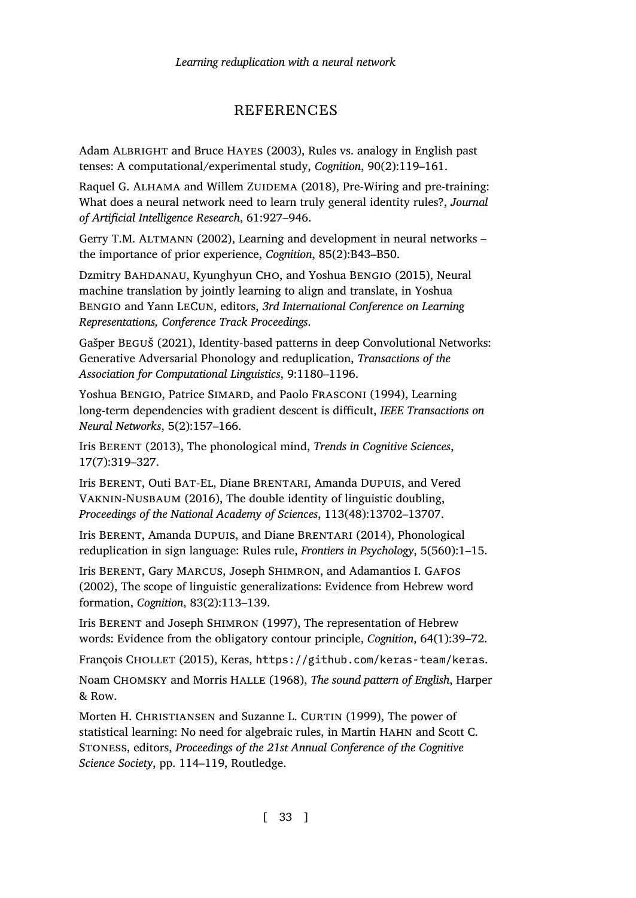# REFERENCES

Adam ALBRIGHT and Bruce HAYES (2003), Rules vs. analogy in English past tenses: A computational/experimental study, *Cognition*, 90(2):119–161.

Raquel G. ALHAMA and Willem ZUIDEMA (2018), Pre-Wiring and pre-training: What does a neural network need to learn truly general identity rules?, *Journal of Artificial Intelligence Research*, 61:927–946.

Gerry T.M. ALTMANN (2002), Learning and development in neural networks – the importance of prior experience, *Cognition*, 85(2):B43–B50.

Dzmitry BAHDANAU, Kyunghyun CHO, and Yoshua BENGIO (2015), Neural machine translation by jointly learning to align and translate, in Yoshua BENGIO and Yann LECUN, editors, *3rd International Conference on Learning Representations, Conference Track Proceedings*.

Gašper BEGUŠ (2021), Identity-based patterns in deep Convolutional Networks: Generative Adversarial Phonology and reduplication, *Transactions of the Association for Computational Linguistics*, 9:1180–1196.

Yoshua BENGIO, Patrice SIMARD, and Paolo FRASCONI (1994), Learning long-term dependencies with gradient descent is difficult, *IEEE Transactions on Neural Networks*, 5(2):157–166.

Iris BERENT (2013), The phonological mind, *Trends in Cognitive Sciences*, 17(7):319–327.

Iris BERENT, Outi BAT-EL, Diane BRENTARI, Amanda DUPUIS, and Vered VAKNIN-NUSBAUM (2016), The double identity of linguistic doubling, *Proceedings of the National Academy of Sciences*, 113(48):13702–13707.

Iris BERENT, Amanda DUPUIS, and Diane BRENTARI (2014), Phonological reduplication in sign language: Rules rule, *Frontiers in Psychology*, 5(560):1–15.

Iris BERENT, Gary MARCUS, Joseph SHIMRON, and Adamantios I. GAFOS (2002), The scope of linguistic generalizations: Evidence from Hebrew word formation, *Cognition*, 83(2):113–139.

Iris BERENT and Joseph SHIMRON (1997), The representation of Hebrew words: Evidence from the obligatory contour principle, *Cognition*, 64(1):39–72.

François CHOLLET (2015), Keras, https://github.com/keras-team/keras.

Noam CHOMSKY and Morris HALLE (1968), *The sound pattern of English*, Harper & Row.

Morten H. CHRISTIANSEN and Suzanne L. CURTIN (1999), The power of statistical learning: No need for algebraic rules, in Martin HAHN and Scott C. STONESS, editors, *Proceedings of the 21st Annual Conference of the Cognitive Science Society*, pp. 114–119, Routledge.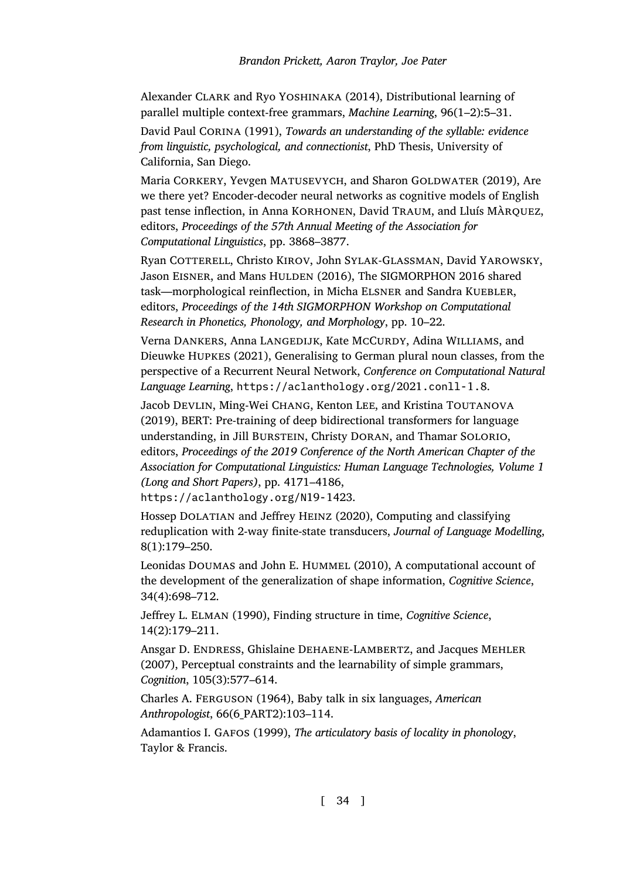Alexander CLARK and Ryo YOSHINAKA (2014), Distributional learning of parallel multiple context-free grammars, *Machine Learning*, 96(1–2):5–31.

David Paul CORINA (1991), *Towards an understanding of the syllable: evidence from linguistic, psychological, and connectionist*, PhD Thesis, University of California, San Diego.

Maria CORKERY, Yevgen MATUSEVYCH, and Sharon GOLDWATER (2019), Are we there yet? Encoder-decoder neural networks as cognitive models of English past tense inflection, in Anna KORHONEN, David TRAUM, and Lluís MÀRQUEZ, editors, *Proceedings of the 57th Annual Meeting of the Association for Computational Linguistics*, pp. 3868–3877.

Ryan COTTERELL, Christo KIROV, John SYLAK-GLASSMAN, David YAROWSKY, Jason EISNER, and Mans HULDEN (2016), The SIGMORPHON 2016 shared task—morphological reinflection, in Micha ELSNER and Sandra KUEBLER, editors, *Proceedings of the 14th SIGMORPHON Workshop on Computational Research in Phonetics, Phonology, and Morphology*, pp. 10–22.

Verna DANKERS, Anna LANGEDIJK, Kate MCCURDY, Adina WILLIAMS, and Dieuwke HUPKES (2021), Generalising to German plural noun classes, from the perspective of a Recurrent Neural Network, *Conference on Computational Natural Language Learning*, `https://aclanthology.org/2021.conll-1.8`.

Jacob DEVLIN, Ming-Wei CHANG, Kenton LEE, and Kristina TOUTANOVA (2019), BERT: Pre-training of deep bidirectional transformers for language understanding, in Jill BURSTEIN, Christy DORAN, and Thamar SOLORIO, editors, *Proceedings of the 2019 Conference of the North American Chapter of the Association for Computational Linguistics: Human Language Technologies, Volume 1 (Long and Short Papers)*, pp. 4171–4186, `https://aclanthology.org/N19-1423`.

Hossep DOLATIAN and Jeffrey HEINZ (2020), Computing and classifying reduplication with 2-way finite-state transducers, *Journal of Language Modelling*, 8(1):179–250.

Leonidas DOUMAS and John E. HUMMEL (2010), A computational account of the development of the generalization of shape information, *Cognitive Science*, 34(4):698–712.

Jeffrey L. ELMAN (1990), Finding structure in time, *Cognitive Science*, 14(2):179–211.

Ansgar D. ENDRESS, Ghislaine DEHAENE-LAMBERTZ, and Jacques MEHLER (2007), Perceptual constraints and the learnability of simple grammars, *Cognition*, 105(3):577–614.

Charles A. FERGUSON (1964), Baby talk in six languages, *American Anthropologist*, 66(6_PART2):103–114.

Adamantios I. GAFOS (1999), *The articulatory basis of locality in phonology*, Taylor & Francis.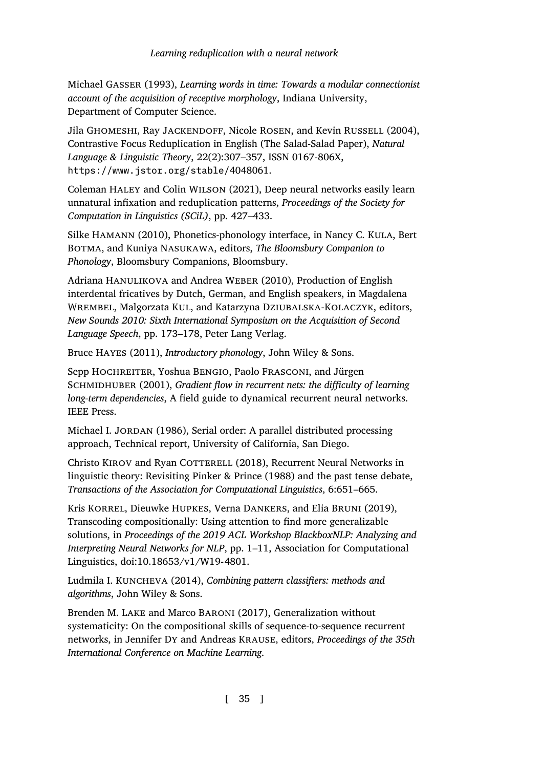Michael GASSER (1993), *Learning words in time: Towards a modular connectionist account of the acquisition of receptive morphology*, Indiana University, Department of Computer Science.

Jila GHOMESHI, Ray JACKENDOFF, Nicole ROSEN, and Kevin RUSSELL (2004), Contrastive Focus Reduplication in English (The Salad-Salad Paper), *Natural Language & Linguistic Theory*, 22(2):307–357, ISSN 0167-806X, https://www.jstor.org/stable/4048061.

Coleman HALEY and Colin WILSON (2021), Deep neural networks easily learn unnatural infixation and reduplication patterns, *Proceedings of the Society for Computation in Linguistics (SCiL)*, pp. 427–433.

Silke HAMANN (2010), Phonetics-phonology interface, in Nancy C. KULA, Bert BOTMA, and Kuniya NASUKAWA, editors, *The Bloomsbury Companion to Phonology*, Bloomsbury Companions, Bloomsbury.

Adriana HANULIKOVA and Andrea WEBER (2010), Production of English interdental fricatives by Dutch, German, and English speakers, in Magdalena WREMBEL, Malgorzata KUL, and Katarzyna DZIUBALSKA-KOLACZYK, editors, *New Sounds 2010: Sixth International Symposium on the Acquisition of Second Language Speech*, pp. 173–178, Peter Lang Verlag.

Bruce HAYES (2011), *Introductory phonology*, John Wiley & Sons.

Sepp HOCHREITER, Yoshua BENGIO, Paolo FRASCONI, and Jürgen SCHMIDHUBER (2001), *Gradient flow in recurrent nets: the difficulty of learning long-term dependencies*, A field guide to dynamical recurrent neural networks. IEEE Press.

Michael I. JORDAN (1986), Serial order: A parallel distributed processing approach, Technical report, University of California, San Diego.

Christo KIROV and Ryan COTTERELL (2018), Recurrent Neural Networks in linguistic theory: Revisiting Pinker & Prince (1988) and the past tense debate, *Transactions of the Association for Computational Linguistics*, 6:651–665.

Kris KORREL, Dieuwke HUPKES, Verna DANKERS, and Elia BRUNI (2019), Transcoding compositionally: Using attention to find more generalizable solutions, in *Proceedings of the 2019 ACL Workshop BlackboxNLP: Analyzing and Interpreting Neural Networks for NLP*, pp. 1–11, Association for Computational Linguistics, doi:10.18653/v1/W19-4801.

Ludmila I. KUNCHEVA (2014), *Combining pattern classifiers: methods and algorithms*, John Wiley & Sons.

Brenden M. LAKE and Marco BARONI (2017), Generalization without systematicity: On the compositional skills of sequence-to-sequence recurrent networks, in Jennifer DY and Andreas KRAUSE, editors, *Proceedings of the 35th International Conference on Machine Learning*.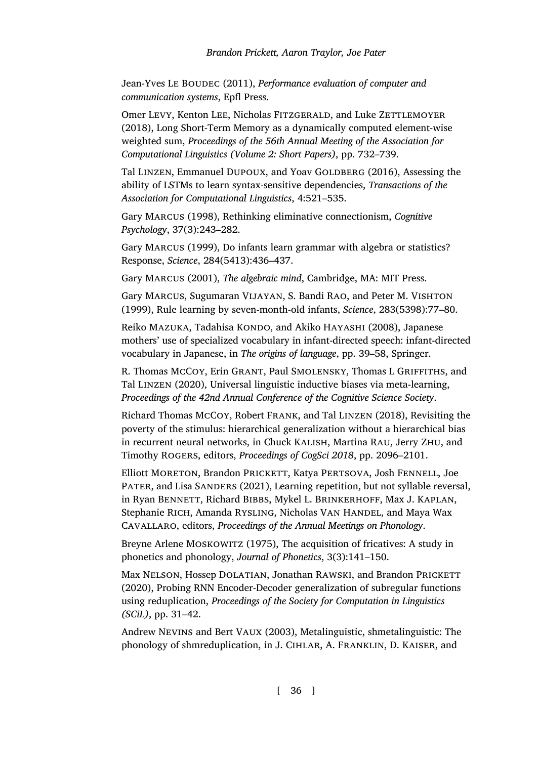Jean-Yves LE BOUDEC (2011), *Performance evaluation of computer and communication systems*, Epfl Press.

Omer LEVY, Kenton LEE, Nicholas FITZGERALD, and Luke ZETTLEMOYER (2018), Long Short-Term Memory as a dynamically computed element-wise weighted sum, *Proceedings of the 56th Annual Meeting of the Association for Computational Linguistics (Volume 2: Short Papers)*, pp. 732–739.

Tal LINZEN, Emmanuel DUPOUX, and Yoav GOLDBERG (2016), Assessing the ability of LSTMs to learn syntax-sensitive dependencies, *Transactions of the Association for Computational Linguistics*, 4:521–535.

Gary MARCUS (1998), Rethinking eliminative connectionism, *Cognitive Psychology*, 37(3):243–282.

Gary MARCUS (1999), Do infants learn grammar with algebra or statistics? Response, *Science*, 284(5413):436–437.

Gary MARCUS (2001), *The algebraic mind*, Cambridge, MA: MIT Press.

Gary MARCUS, Sugumaran VIJAYAN, S. Bandi RAO, and Peter M. VISHTON (1999), Rule learning by seven-month-old infants, *Science*, 283(5398):77–80.

Reiko MAZUKA, Tadahisa KONDO, and Akiko HAYASHI (2008), Japanese mothers' use of specialized vocabulary in infant-directed speech: infant-directed vocabulary in Japanese, in *The origins of language*, pp. 39–58, Springer.

R. Thomas MCCOY, Erin GRANT, Paul SMOLENSKY, Thomas L GRIFFITHS, and Tal LINZEN (2020), Universal linguistic inductive biases via meta-learning, *Proceedings of the 42nd Annual Conference of the Cognitive Science Society*.

Richard Thomas MCCOY, Robert FRANK, and Tal LINZEN (2018), Revisiting the poverty of the stimulus: hierarchical generalization without a hierarchical bias in recurrent neural networks, in Chuck KALISH, Martina RAU, Jerry ZHU, and Timothy ROGERS, editors, *Proceedings of CogSci 2018*, pp. 2096–2101.

Elliott MORETON, Brandon PRICKETT, Katya PERTSOVA, Josh FENNELL, Joe PATER, and Lisa SANDERS (2021), Learning repetition, but not syllable reversal, in Ryan BENNETT, Richard BIBBS, Mykel L. BRINKERHOFF, Max J. KAPLAN, Stephanie RICH, Amanda RYSLING, Nicholas VAN HANDEL, and Maya Wax CAVALLARO, editors, *Proceedings of the Annual Meetings on Phonology*.

Breyne Arlene MOSKOWITZ (1975), The acquisition of fricatives: A study in phonetics and phonology, *Journal of Phonetics*, 3(3):141–150.

Max NELSON, Hossep DOLATIAN, Jonathan RAWSKI, and Brandon PRICKETT (2020), Probing RNN Encoder-Decoder generalization of subregular functions using reduplication, *Proceedings of the Society for Computation in Linguistics (SCiL)*, pp. 31–42.

Andrew NEVINS and Bert VAUX (2003), Metalinguistic, shmetalinguistic: The phonology of shmreduplication, in J. CIHLAR, A. FRANKLIN, D. KAISER, and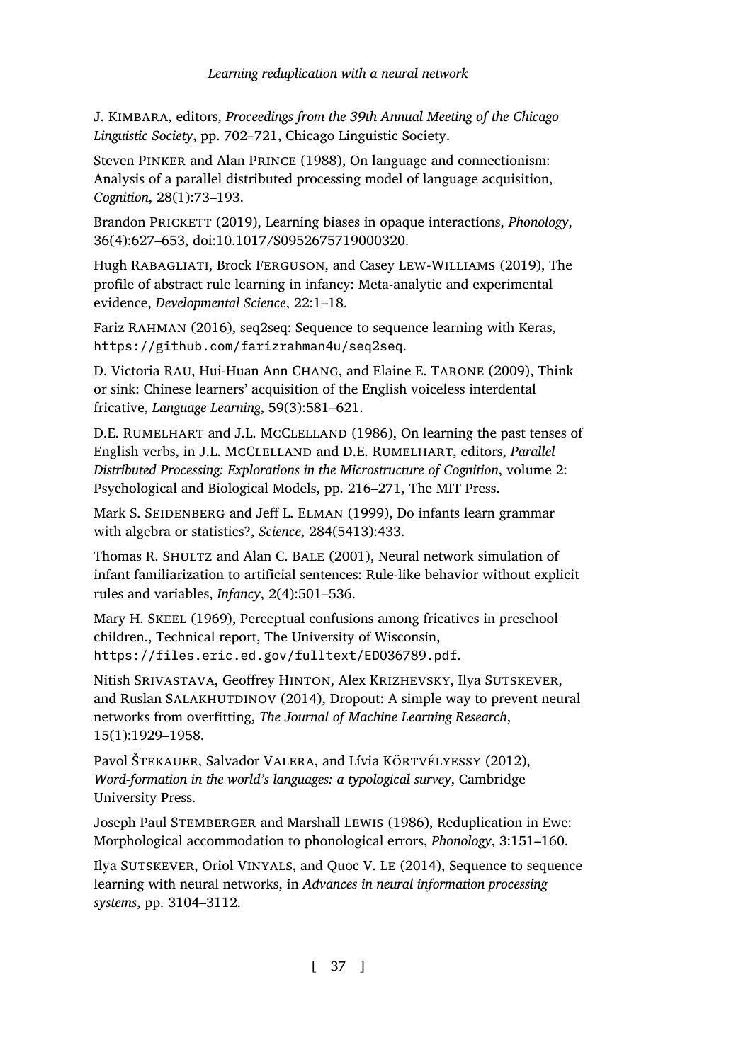J. Kimbara, editors, *Proceedings from the 39th Annual Meeting of the Chicago Linguistic Society*, pp. 702–721, Chicago Linguistic Society.

Steven Pinker and Alan Prince (1988), On language and connectionism: Analysis of a parallel distributed processing model of language acquisition, *Cognition*, 28(1):73–193.

Brandon Prickett (2019), Learning biases in opaque interactions, *Phonology*, 36(4):627–653, doi:10.1017/S0952675719000320.

Hugh Rabagliati, Brock Ferguson, and Casey Lew-Williams (2019), The profile of abstract rule learning in infancy: Meta-analytic and experimental evidence, *Developmental Science*, 22:1–18.

Fariz Rahman (2016), seq2seq: Sequence to sequence learning with Keras, `https://github.com/farizrahman4u/seq2seq`.

D. Victoria Rau, Hui-Huan Ann Chang, and Elaine E. Tarone (2009), Think or sink: Chinese learners' acquisition of the English voiceless interdental fricative, *Language Learning*, 59(3):581–621.

D.E. Rumelhart and J.L. McClelland (1986), On learning the past tenses of English verbs, in J.L. McClelland and D.E. Rumelhart, editors, *Parallel Distributed Processing: Explorations in the Microstructure of Cognition*, volume 2: Psychological and Biological Models, pp. 216–271, The MIT Press.

Mark S. Seidenberg and Jeff L. Elman (1999), Do infants learn grammar with algebra or statistics?, *Science*, 284(5413):433.

Thomas R. Shultz and Alan C. Bale (2001), Neural network simulation of infant familiarization to artificial sentences: Rule-like behavior without explicit rules and variables, *Infancy*, 2(4):501–536.

Mary H. Skeel (1969), Perceptual confusions among fricatives in preschool children., Technical report, The University of Wisconsin, `https://files.eric.ed.gov/fulltext/ED036789.pdf`.

Nitish Srivastava, Geoffrey Hinton, Alex Krizhevsky, Ilya Sutskever, and Ruslan Salakhutdinov (2014), Dropout: A simple way to prevent neural networks from overfitting, *The Journal of Machine Learning Research*, 15(1):1929–1958.

Pavol Štekauer, Salvador Valera, and Lívia Körtvélyessy (2012), *Word-formation in the world's languages: a typological survey*, Cambridge University Press.

Joseph Paul Stemberger and Marshall Lewis (1986), Reduplication in Ewe: Morphological accommodation to phonological errors, *Phonology*, 3:151–160.

Ilya Sutskever, Oriol Vinyals, and Quoc V. Le (2014), Sequence to sequence learning with neural networks, in *Advances in neural information processing systems*, pp. 3104–3112.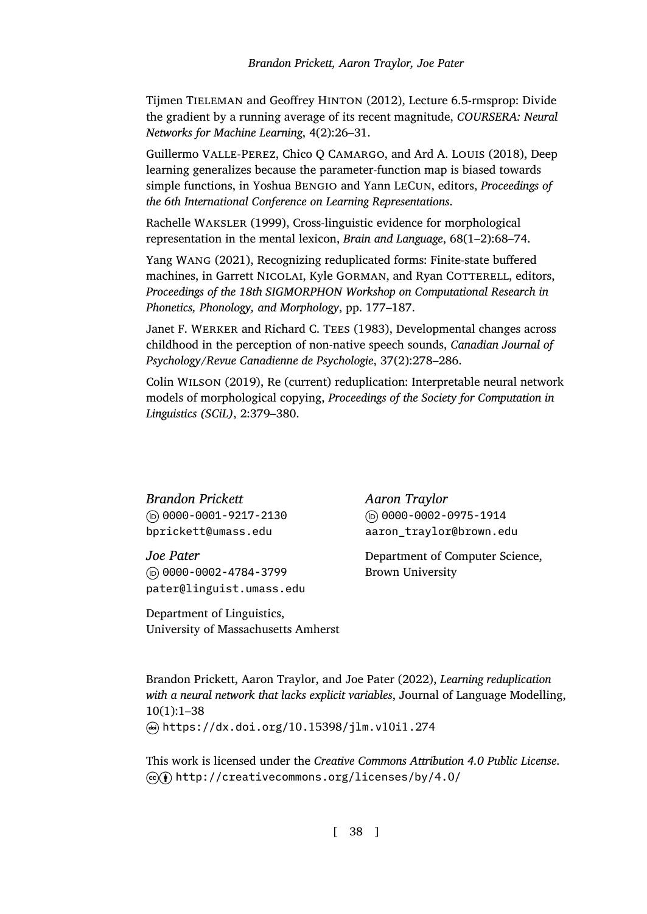Tijmen TIELEMAN and Geoffrey HINTON (2012), Lecture 6.5-rmsprop: Divide the gradient by a running average of its recent magnitude, *COURSERA: Neural Networks for Machine Learning*, 4(2):26–31.

Guillermo VALLE-PEREZ, Chico Q CAMARGO, and Ard A. LOUIS (2018), Deep learning generalizes because the parameter-function map is biased towards simple functions, in Yoshua BENGIO and Yann LECUN, editors, *Proceedings of the 6th International Conference on Learning Representations*.

Rachelle WAKSLER (1999), Cross-linguistic evidence for morphological representation in the mental lexicon, *Brain and Language*, 68(1–2):68–74.

Yang WANG (2021), Recognizing reduplicated forms: Finite-state buffered machines, in Garrett NICOLAI, Kyle GORMAN, and Ryan COTTERELL, editors, *Proceedings of the 18th SIGMORPHON Workshop on Computational Research in Phonetics, Phonology, and Morphology*, pp. 177–187.

Janet F. WERKER and Richard C. TEES (1983), Developmental changes across childhood in the perception of non-native speech sounds, *Canadian Journal of Psychology/Revue Canadienne de Psychologie*, 37(2):278–286.

Colin WILSON (2019), Re (current) reduplication: Interpretable neural network models of morphological copying, *Proceedings of the Society for Computation in Linguistics (SCiL)*, 2:379–380.

*Brandon Prickett*
0000-0001-9217-2130
bprickett@umass.edu

*Joe Pater*
0000-0002-4784-3799
pater@linguist.umass.edu

Department of Linguistics,
University of Massachusetts Amherst

*Aaron Traylor*
0000-0002-0975-1914
aaron_traylor@brown.edu

Department of Computer Science,
Brown University

Brandon Prickett, Aaron Traylor, and Joe Pater (2022), *Learning reduplication with a neural network that lacks explicit variables*, Journal of Language Modelling, 10(1):1–38
https://dx.doi.org/10.15398/jlm.v10i1.274

This work is licensed under the *Creative Commons Attribution 4.0 Public License*.
http://creativecommons.org/licenses/by/4.0/